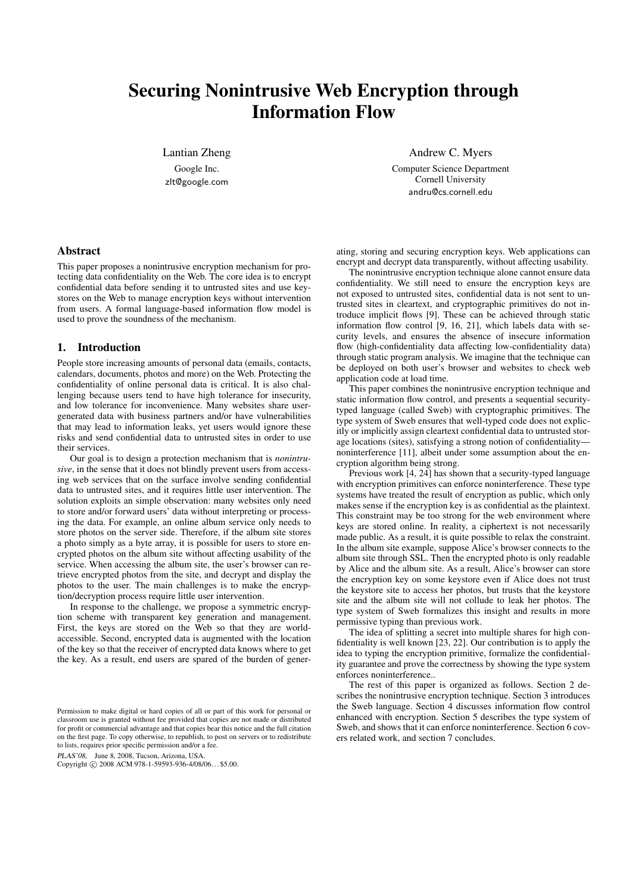# Securing Nonintrusive Web Encryption through Information Flow

Lantian Zheng
Google Inc.
zlt@google.com

Andrew C. Myers
Computer Science Department
Cornell University
andru@cs.cornell.edu

## Abstract

This paper proposes a nonintrusive encryption mechanism for protecting data confidentiality on the Web. The core idea is to encrypt confidential data before sending it to untrusted sites and use keystores on the Web to manage encryption keys without intervention from users. A formal language-based information flow model is used to prove the soundness of the mechanism.

## 1. Introduction

People store increasing amounts of personal data (emails, contacts, calendars, documents, photos and more) on the Web. Protecting the confidentiality of online personal data is critical. It is also challenging because users tend to have high tolerance for insecurity, and low tolerance for inconvenience. Many websites share user-generated data with business partners and/or have vulnerabilities that may lead to information leaks, yet users would ignore these risks and send confidential data to untrusted sites in order to use their services.

Our goal is to design a protection mechanism that is *nonintrusive*, in the sense that it does not blindly prevent users from accessing web services that on the surface involve sending confidential data to untrusted sites, and it requires little user intervention. The solution exploits an simple observation: many websites only need to store and/or forward users' data without interpreting or processing the data. For example, an online album service only needs to store photos on the server side. Therefore, if the album site stores a photo simply as a byte array, it is possible for users to store encrypted photos on the album site without affecting usability of the service. When accessing the album site, the user's browser can retrieve encrypted photos from the site, and decrypt and display the photos to the user. The main challenges is to make the encryption/decryption process require little user intervention.

In response to the challenge, we propose a symmetric encryption scheme with transparent key generation and management. First, the keys are stored on the Web so that they are world-accessible. Second, encrypted data is augmented with the location of the key so that the receiver of encrypted data knows where to get the key. As a result, end users are spared of the burden of generating, storing and securing encryption keys. Web applications can encrypt and decrypt data transparently, without affecting usability.

The nonintrusive encryption technique alone cannot ensure data confidentiality. We still need to ensure the encryption keys are not exposed to untrusted sites, confidential data is not sent to untrusted sites in cleartext, and cryptographic primitives do not introduce implicit flows [9]. These can be achieved through static information flow control [9, 16, 21], which labels data with security levels, and ensures the absence of insecure information flow (high-confidentiality data affecting low-confidentiality data) through static program analysis. We imagine that the technique can be deployed on both user's browser and websites to check web application code at load time.

This paper combines the nonintrusive encryption technique and static information flow control, and presents a sequential security-typed language (called Sweb) with cryptographic primitives. The type system of Sweb ensures that well-typed code does not explicitly or implicitly assign cleartext confidential data to untrusted storage locations (sites), satisfying a strong notion of confidentiality—noninterference [11], albeit under some assumption about the encryption algorithm being strong.

Previous work [4, 24] has shown that a security-typed language with encryption primitives can enforce noninterference. These type systems have treated the result of encryption as public, which only makes sense if the encryption key is as confidential as the plaintext. This constraint may be too strong for the web environment where keys are stored online. In reality, a ciphertext is not necessarily made public. As a result, it is quite possible to relax the constraint. In the album site example, suppose Alice's browser connects to the album site through SSL. Then the encrypted photo is only readable by Alice and the album site. As a result, Alice's browser can store the encryption key on some keystore even if Alice does not trust the keystore site to access her photos, but trusts that the keystore site and the album site will not collude to leak her photos. The type system of Sweb formalizes this insight and results in more permissive typing than previous work.

The idea of splitting a secret into multiple shares for high confidentiality is well known [23, 22]. Our contribution is to apply the idea to typing the encryption primitive, formalize the confidentiality guarantee and prove the correctness by showing the type system enforces noninterference..

The rest of this paper is organized as follows. Section 2 describes the nonintrusive encryption technique. Section 3 introduces the Sweb language. Section 4 discusses information flow control enhanced with encryption. Section 5 describes the type system of Sweb, and shows that it can enforce noninterference. Section 6 covers related work, and section 7 concludes.

Permission to make digital or hard copies of all or part of this work for personal or classroom use is granted without fee provided that copies are not made or distributed for profit or commercial advantage and that copies bear this notice and the full citation on the first page. To copy otherwise, to republish, to post on servers or to redistribute to lists, requires prior specific permission and/or a fee.

*PLAS'08,* June 8, 2008, Tucson, Arizona, USA.
Copyright © 2008 ACM 978-1-59593-936-4/08/06... $5.00.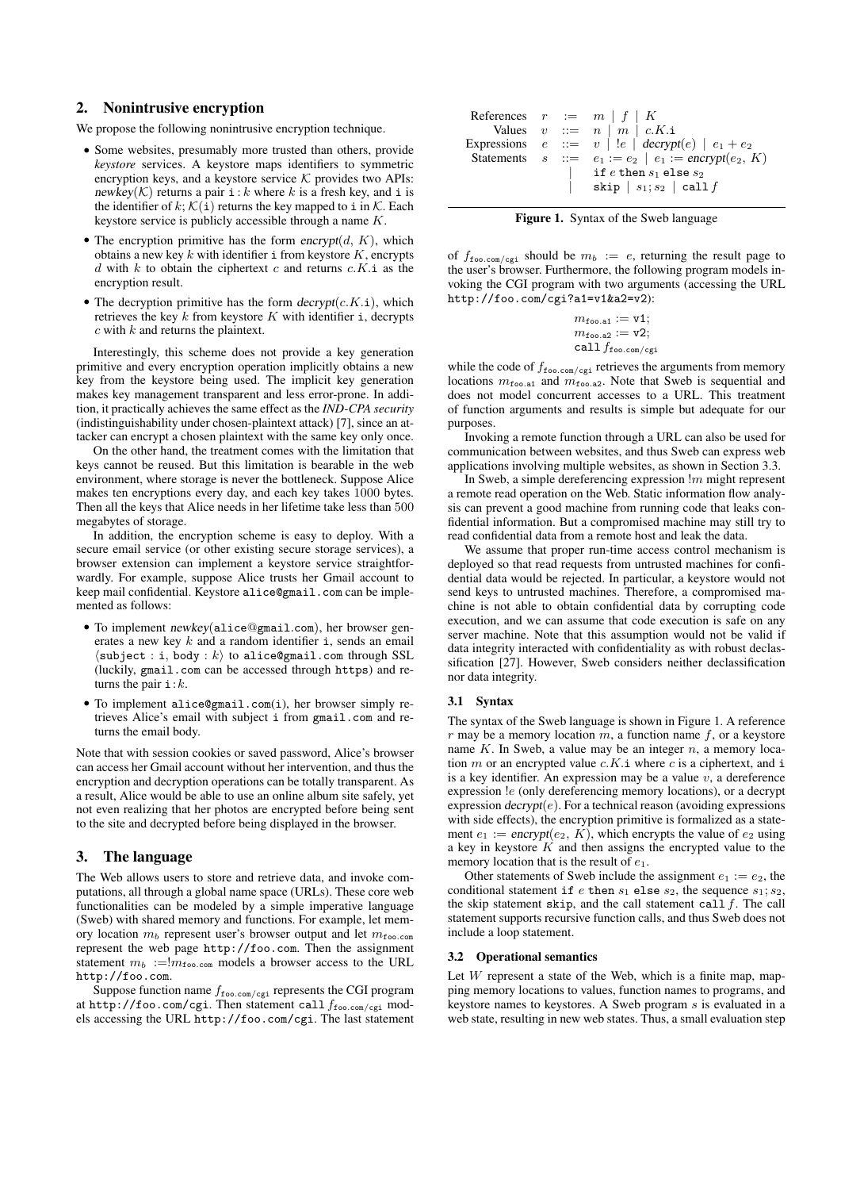## 2. Nonintrusive encryption

We propose the following nonintrusive encryption technique.

- Some websites, presumably more trusted than others, provide *keystore* services. A keystore maps identifiers to symmetric encryption keys, and a keystore service $\mathcal{K}$ provides two APIs: $newkey(\mathcal{K})$ returns a pair $\mathtt{i} : k$ where $k$ is a fresh key, and $\mathtt{i}$ is the identifier of $k$; $\mathcal{K}(\mathtt{i})$ returns the key mapped to $\mathtt{i}$ in $\mathcal{K}$. Each keystore service is publicly accessible through a name $K$.
- The encryption primitive has the form $encrypt(d, K)$, which obtains a new key $k$ with identifier $\mathtt{i}$ from keystore $K$, encrypts $d$ with $k$ to obtain the ciphertext $c$ and returns $c.K.\mathtt{i}$ as the encryption result.
- The decryption primitive has the form $decrypt(c.K.\mathtt{i})$, which retrieves the key $k$ from keystore $K$ with identifier $\mathtt{i}$, decrypts $c$ with $k$ and returns the plaintext.

Interestingly, this scheme does not provide a key generation primitive and every encryption operation implicitly obtains a new key from the keystore being used. The implicit key generation makes key management transparent and less error-prone. In addition, it practically achieves the same effect as the *IND-CPA security* (indistinguishability under chosen-plaintext attack) [7], since an attacker can encrypt a chosen plaintext with the same key only once.

On the other hand, the treatment comes with the limitation that keys cannot be reused. But this limitation is bearable in the web environment, where storage is never the bottleneck. Suppose Alice makes ten encryptions every day, and each key takes 1000 bytes. Then all the keys that Alice needs in her lifetime take less than 500 megabytes of storage.

In addition, the encryption scheme is easy to deploy. With a secure email service (or other existing secure storage services), a browser extension can implement a keystore service straightforwardly. For example, suppose Alice trusts her Gmail account to keep mail confidential. Keystore `alice@gmail.com` can be implemented as follows:

- To implement $newkey(\mathtt{alice@gmail.com})$, her browser generates a new key $k$ and a random identifier $\mathtt{i}$, sends an email $\langle \mathtt{subject} : \mathtt{i}, \mathtt{body} : k \rangle$ to `alice@gmail.com` through SSL (luckily, `gmail.com` can be accessed through `https`) and returns the pair $\mathtt{i} : k$.
- To implement $\mathtt{alice@gmail.com}(\mathtt{i})$, her browser simply retrieves Alice's email with subject $\mathtt{i}$ from `gmail.com` and returns the email body.

Note that with session cookies or saved password, Alice's browser can access her Gmail account without her intervention, and thus the encryption and decryption operations can be totally transparent. As a result, Alice would be able to use an online album site safely, yet not even realizing that her photos are encrypted before being sent to the site and decrypted before being displayed in the browser.

## 3. The language

The Web allows users to store and retrieve data, and invoke computations, all through a global name space (URLs). These core web functionalities can be modeled by a simple imperative language (Sweb) with shared memory and functions. For example, let memory location $m_b$ represent user's browser output and let $m_{\mathtt{foo.com}}$ represent the web page `http://foo.com`. Then the assignment statement $m_b := !m_{\mathtt{foo.com}}$ models a browser access to the URL `http://foo.com`.

Suppose function name $f_{\mathtt{foo.com/cgi}}$ represents the CGI program at `http://foo.com/cgi`. Then statement $\mathtt{call}\ f_{\mathtt{foo.com/cgi}}$ models accessing the URL `http://foo.com/cgi`. The last statement of $f_{\mathtt{foo.com/cgi}}$ should be $m_b := e$, returning the result page to the user's browser. Furthermore, the following program models invoking the CGI program with two arguments (accessing the URL `http://foo.com/cgi?a1=v1&a2=v2`):

$$
\begin{array}{l}
m_{\mathtt{foo.a1}} := \mathtt{v1};\\
m_{\mathtt{foo.a2}} := \mathtt{v2};\\
\mathtt{call}\ f_{\mathtt{foo.com/cgi}}
\end{array}
$$

while the code of $f_{\mathtt{foo.com/cgi}}$ retrieves the arguments from memory locations $m_{\mathtt{foo.a1}}$ and $m_{\mathtt{foo.a2}}$. Note that Sweb is sequential and does not model concurrent accesses to a URL. This treatment of function arguments and results is simple but adequate for our purposes.

Invoking a remote function through a URL can also be used for communication between websites, and thus Sweb can express web applications involving multiple websites, as shown in Section 3.3.

In Sweb, a simple dereferencing expression $!m$ might represent a remote read operation on the Web. Static information flow analysis can prevent a good machine from running code that leaks confidential information. But a compromised machine may still try to read confidential data from a remote host and leak the data.

We assume that proper run-time access control mechanism is deployed so that read requests from untrusted machines for confidential data would be rejected. In particular, a keystore would not send keys to untrusted machines. Therefore, a compromised machine is not able to obtain confidential data by corrupting code execution, and we can assume that code execution is safe on any server machine. Note that this assumption would not be valid if data integrity interacted with confidentiality as with robust declassification [27]. However, Sweb considers neither declassification nor data integrity.

$$
\begin{array}{llcl}
\text{References} & r & := & m \mid f \mid K\\
\text{Values} & v & ::= & n \mid m \mid c.K.\mathtt{i}\\
\text{Expressions} & e & ::= & v \mid !e \mid decrypt(e) \mid e_1 + e_2\\
\text{Statements} & s & ::= & e_1 := e_2 \mid e_1 := encrypt(e_2, K)\\
 & & \mid & \mathtt{if}\ e\ \mathtt{then}\ s_1\ \mathtt{else}\ s_2\\
 & & \mid & \mathtt{skip} \mid s_1; s_2 \mid \mathtt{call}\ f
\end{array}
$$

**Figure 1.** Syntax of the Sweb language

### 3.1 Syntax

The syntax of the Sweb language is shown in Figure 1. A reference $r$ may be a memory location $m$, a function name $f$, or a keystore name $K$. In Sweb, a value may be an integer $n$, a memory location $m$ or an encrypted value $c.K.\mathtt{i}$ where $c$ is a ciphertext, and $\mathtt{i}$ is a key identifier. An expression may be a value $v$, a dereference expression $!e$ (only dereferencing memory locations), or a decrypt expression $decrypt(e)$. For a technical reason (avoiding expressions with side effects), the encryption primitive is formalized as a statement $e_1 := encrypt(e_2, K)$, which encrypts the value of $e_2$ using a key in keystore $K$ and then assigns the encrypted value to the memory location that is the result of $e_1$.

Other statements of Sweb include the assignment $e_1 := e_2$, the conditional statement $\mathtt{if}\ e\ \mathtt{then}\ s_1\ \mathtt{else}\ s_2$, the sequence $s_1; s_2$, the skip statement $\mathtt{skip}$, and the call statement $\mathtt{call}\ f$. The call statement supports recursive function calls, and thus Sweb does not include a loop statement.

### 3.2 Operational semantics

Let $W$ represent a state of the Web, which is a finite map, mapping memory locations to values, function names to programs, and keystore names to keystores. A Sweb program $s$ is evaluated in a web state, resulting in new web states. Thus, a small evaluation step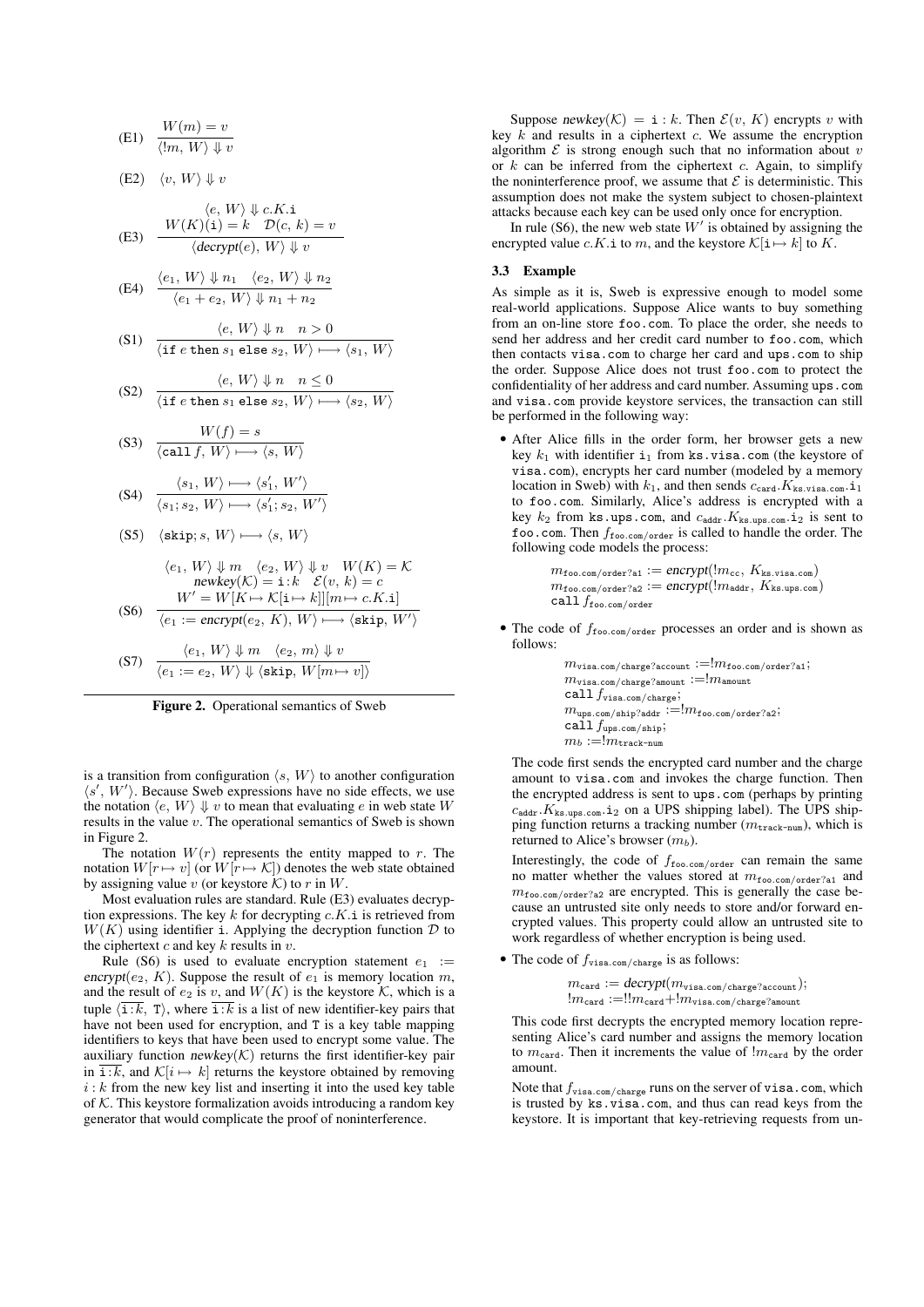$$\text{(E1)}\quad \frac{W(m) = v}{\langle !m,\, W\rangle \Downarrow v}$$

$$\text{(E2)}\quad \langle v,\, W\rangle \Downarrow v$$

$$\text{(E3)}\quad \frac{\begin{array}{c}\langle e,\, W\rangle \Downarrow c.K.\mathtt{i}\\ W(K)(\mathtt{i}) = k \quad \mathcal{D}(c,\, k) = v\end{array}}{\langle \mathit{decrypt}(e),\, W\rangle \Downarrow v}$$

$$\text{(E4)}\quad \frac{\langle e_1,\, W\rangle \Downarrow n_1 \quad \langle e_2,\, W\rangle \Downarrow n_2}{\langle e_1 + e_2,\, W\rangle \Downarrow n_1 + n_2}$$

$$\text{(S1)}\quad \frac{\langle e,\, W\rangle \Downarrow n \quad n > 0}{\langle \mathtt{if}\ e\ \mathtt{then}\ s_1\ \mathtt{else}\ s_2,\, W\rangle \longmapsto \langle s_1,\, W\rangle}$$

$$\text{(S2)}\quad \frac{\langle e,\, W\rangle \Downarrow n \quad n \leq 0}{\langle \mathtt{if}\ e\ \mathtt{then}\ s_1\ \mathtt{else}\ s_2,\, W\rangle \longmapsto \langle s_2,\, W\rangle}$$

$$\text{(S3)}\quad \frac{W(f) = s}{\langle \mathtt{call}\ f,\, W\rangle \longmapsto \langle s,\, W\rangle}$$

$$\text{(S4)}\quad \frac{\langle s_1,\, W\rangle \longmapsto \langle s_1',\, W'\rangle}{\langle s_1; s_2,\, W\rangle \longmapsto \langle s_1'; s_2,\, W'\rangle}$$

$$\text{(S5)}\quad \langle \mathtt{skip}; s,\, W\rangle \longmapsto \langle s,\, W\rangle$$

$$\text{(S6)}\quad \frac{\begin{array}{c}\langle e_1,\, W\rangle \Downarrow m \quad \langle e_2,\, W\rangle \Downarrow v \quad W(K) = \mathcal{K}\\ \mathit{newkey}(\mathcal{K}) = \mathtt{i}:k \quad \mathcal{E}(v,\, k) = c\\ W' = W[K \mapsto \mathcal{K}[\mathtt{i} \mapsto k]][m \mapsto c.K.\mathtt{i}]\end{array}}{\langle e_1 := \mathit{encrypt}(e_2,\, K),\, W\rangle \longmapsto \langle \mathtt{skip},\, W'\rangle}$$

$$\text{(S7)}\quad \frac{\langle e_1,\, W\rangle \Downarrow m \quad \langle e_2,\, m\rangle \Downarrow v}{\langle e_1 := e_2,\, W\rangle \Downarrow \langle \mathtt{skip},\, W[m \mapsto v]\rangle}$$

**Figure 2.** Operational semantics of Sweb

is a transition from configuration $\langle s,\, W\rangle$ to another configuration $\langle s',\, W'\rangle$. Because Sweb expressions have no side effects, we use the notation $\langle e,\, W\rangle \Downarrow v$ to mean that evaluating $e$ in web state $W$ results in the value $v$. The operational semantics of Sweb is shown in Figure 2.

The notation $W(r)$ represents the entity mapped to $r$. The notation $W[r \mapsto v]$ (or $W[r \mapsto \mathcal{K}]$) denotes the web state obtained by assigning value $v$ (or keystore $\mathcal{K}$) to $r$ in $W$.

Most evaluation rules are standard. Rule (E3) evaluates decryption expressions. The key $k$ for decrypting $c.K.\mathtt{i}$ is retrieved from $W(K)$ using identifier $\mathtt{i}$. Applying the decryption function $\mathcal{D}$ to the ciphertext $c$ and key $k$ results in $v$.

Rule (S6) is used to evaluate encryption statement $e_1 := \mathit{encrypt}(e_2,\, K)$. Suppose the result of $e_1$ is memory location $m$, and the result of $e_2$ is $v$, and $W(K)$ is the keystore $\mathcal{K}$, which is a tuple $\langle \overline{\mathtt{i}:k},\, \mathtt{T}\rangle$, where $\overline{\mathtt{i}:k}$ is a list of new identifier-key pairs that have not been used for encryption, and $\mathtt{T}$ is a key table mapping identifiers to keys that have been used to encrypt some value. The auxiliary function $\mathit{newkey}(\mathcal{K})$ returns the first identifier-key pair in $\overline{\mathtt{i}:k}$, and $\mathcal{K}[i \mapsto k]$ returns the keystore obtained by removing $i:k$ from the new key list and inserting it into the used key table of $\mathcal{K}$. This keystore formalization avoids introducing a random key generator that would complicate the proof of noninterference.

Suppose $\mathit{newkey}(\mathcal{K}) = \mathtt{i}:k$. Then $\mathcal{E}(v,\, K)$ encrypts $v$ with key $k$ and results in a ciphertext $c$. We assume the encryption algorithm $\mathcal{E}$ is strong enough such that no information about $v$ or $k$ can be inferred from the ciphertext $c$. Again, to simplify the noninterference proof, we assume that $\mathcal{E}$ is deterministic. This assumption does not make the system subject to chosen-plaintext attacks because each key can be used only once for encryption.

In rule (S6), the new web state $W'$ is obtained by assigning the encrypted value $c.K.\mathtt{i}$ to $m$, and the keystore $\mathcal{K}[\mathtt{i} \mapsto k]$ to $K$.

### 3.3 Example

As simple as it is, Sweb is expressive enough to model some real-world applications. Suppose Alice wants to buy something from an on-line store `foo.com`. To place the order, she needs to send her address and her credit card number to `foo.com`, which then contacts `visa.com` to charge her card and `ups.com` to ship the order. Suppose Alice does not trust `foo.com` to protect the confidentiality of her address and card number. Assuming `ups.com` and `visa.com` provide keystore services, the transaction can still be performed in the following way:

- After Alice fills in the order form, her browser gets a new key $k_1$ with identifier $\mathtt{i}_1$ from `ks.visa.com` (the keystore of `visa.com`), encrypts her card number (modeled by a memory location in Sweb) with $k_1$, and then sends $c_{\mathtt{card}}.K_{\mathtt{ks.visa.com}}.\mathtt{i}_1$ to `foo.com`. Similarly, Alice's address is encrypted with a key $k_2$ from `ks.ups.com`, and $c_{\mathtt{addr}}.K_{\mathtt{ks.ups.com}}.\mathtt{i}_2$ is sent to `foo.com`. Then $f_{\mathtt{foo.com/order}}$ is called to handle the order. The following code models the process:

  $$m_{\mathtt{foo.com/order?a1}} := \mathit{encrypt}(!m_{\mathtt{cc}},\, K_{\mathtt{ks.visa.com}})$$
  $$m_{\mathtt{foo.com/order?a2}} := \mathit{encrypt}(!m_{\mathtt{addr}},\, K_{\mathtt{ks.ups.com}})$$
  $$\mathtt{call}\ f_{\mathtt{foo.com/order}}$$

- The code of $f_{\mathtt{foo.com/order}}$ processes an order and is shown as follows:

  $$m_{\mathtt{visa.com/charge?account}} := !m_{\mathtt{foo.com/order?a1}};$$
  $$m_{\mathtt{visa.com/charge?amount}} := !m_{\mathtt{amount}}$$
  $$\mathtt{call}\ f_{\mathtt{visa.com/charge}};$$
  $$m_{\mathtt{ups.com/ship?addr}} := !m_{\mathtt{foo.com/order?a2}};$$
  $$\mathtt{call}\ f_{\mathtt{ups.com/ship}};$$
  $$m_b := !m_{\mathtt{track\text{-}num}}$$

  The code first sends the encrypted card number and the charge amount to `visa.com` and invokes the charge function. Then the encrypted address is sent to `ups.com` (perhaps by printing $c_{\mathtt{addr}}.K_{\mathtt{ks.ups.com}}.\mathtt{i}_2$ on a UPS shipping label). The UPS shipping function returns a tracking number ($m_{\mathtt{track\text{-}num}}$), which is returned to Alice's browser ($m_b$).

  Interestingly, the code of $f_{\mathtt{foo.com/order}}$ can remain the same no matter whether the values stored at $m_{\mathtt{foo.com/order?a1}}$ and $m_{\mathtt{foo.com/order?a2}}$ are encrypted. This is generally the case because an untrusted site only needs to store and/or forward encrypted values. This property could allow an untrusted site to work regardless of whether encryption is being used.

- The code of $f_{\mathtt{visa.com/charge}}$ is as follows:

  $$m_{\mathtt{card}} := \mathit{decrypt}(m_{\mathtt{visa.com/charge?account}});$$
  $$!m_{\mathtt{card}} := !!m_{\mathtt{card}} + !m_{\mathtt{visa.com/charge?amount}}$$

  This code first decrypts the encrypted memory location representing Alice's card number and assigns the memory location to $m_{\mathtt{card}}$. Then it increments the value of $!m_{\mathtt{card}}$ by the order amount.

  Note that $f_{\mathtt{visa.com/charge}}$ runs on the server of `visa.com`, which is trusted by `ks.visa.com`, and thus can read keys from the keystore. It is important that key-retrieving requests from un-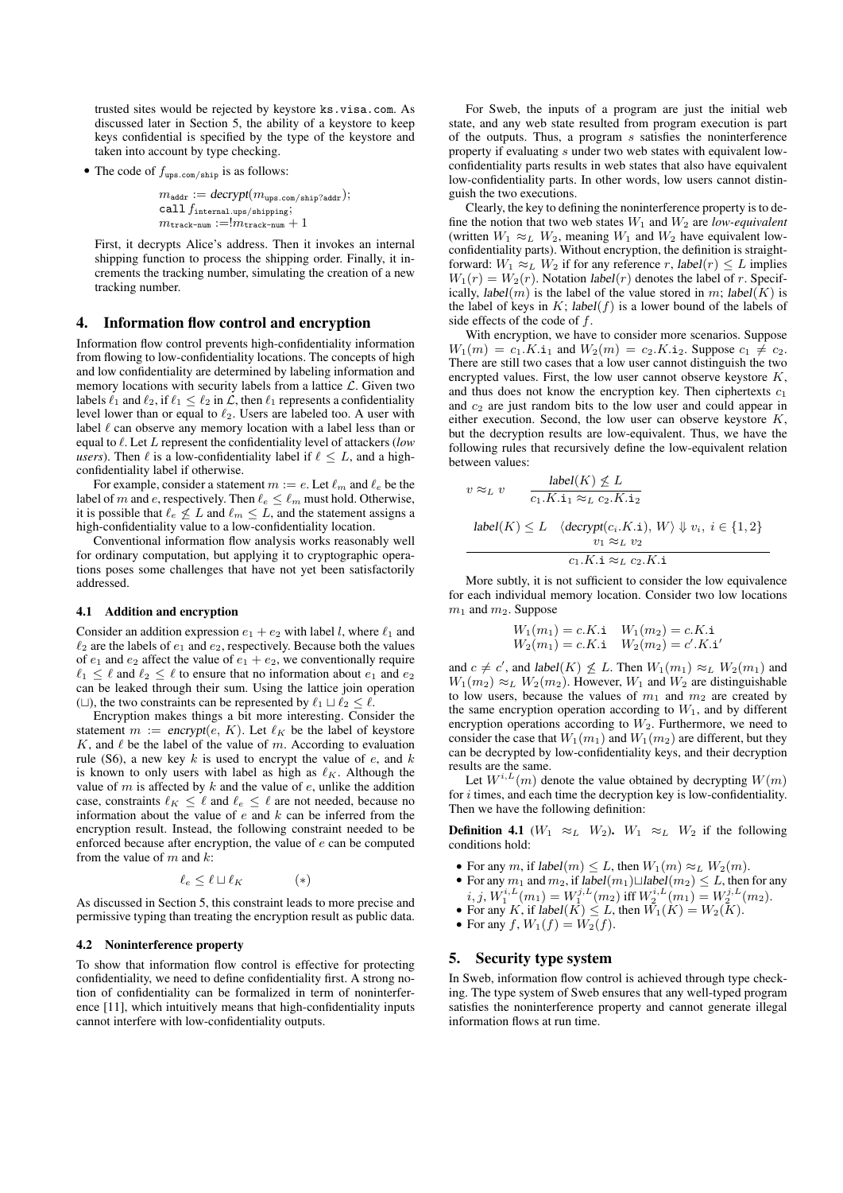trusted sites would be rejected by keystore `ks.visa.com`. As discussed later in Section 5, the ability of a keystore to keep keys confidential is specified by the type of the keystore and taken into account by type checking.

- The code of $f_{\texttt{ups.com/ship}}$ is as follows:

$$m_{\texttt{addr}} := \mathit{decrypt}(m_{\texttt{ups.com/ship?addr}});$$
$$\texttt{call}\ f_{\texttt{internal.ups/shipping}};$$
$$m_{\texttt{track-num}} := !m_{\texttt{track-num}} + 1$$

First, it decrypts Alice's address. Then it invokes an internal shipping function to process the shipping order. Finally, it increments the tracking number, simulating the creation of a new tracking number.

# 4. Information flow control and encryption

Information flow control prevents high-confidentiality information from flowing to low-confidentiality locations. The concepts of high and low confidentiality are determined by labeling information and memory locations with security labels from a lattice $\mathcal{L}$. Given two labels $\ell_1$ and $\ell_2$, if $\ell_1 \leq \ell_2$ in $\mathcal{L}$, then $\ell_1$ represents a confidentiality level lower than or equal to $\ell_2$. Users are labeled too. A user with label $\ell$ can observe any memory location with a label less than or equal to $\ell$. Let $L$ represent the confidentiality level of attackers (*low users*). Then $\ell$ is a low-confidentiality label if $\ell \leq L$, and a high-confidentiality label if otherwise.

For example, consider a statement $m := e$. Let $\ell_m$ and $\ell_e$ be the label of $m$ and $e$, respectively. Then $\ell_e \leq \ell_m$ must hold. Otherwise, it is possible that $\ell_e \not\leq L$ and $\ell_m \leq L$, and the statement assigns a high-confidentiality value to a low-confidentiality location.

Conventional information flow analysis works reasonably well for ordinary computation, but applying it to cryptographic operations poses some challenges that have not yet been satisfactorily addressed.

## 4.1 Addition and encryption

Consider an addition expression $e_1 + e_2$ with label $l$, where $\ell_1$ and $\ell_2$ are the labels of $e_1$ and $e_2$, respectively. Because both the values of $e_1$ and $e_2$ affect the value of $e_1 + e_2$, we conventionally require $\ell_1 \leq \ell$ and $\ell_2 \leq \ell$ to ensure that no information about $e_1$ and $e_2$ can be leaked through their sum. Using the lattice join operation ($\sqcup$), the two constraints can be represented by $\ell_1 \sqcup \ell_2 \leq \ell$.

Encryption makes things a bit more interesting. Consider the statement $m := \mathit{encrypt}(e, K)$. Let $\ell_K$ be the label of keystore $K$, and $\ell$ be the label of the value of $m$. According to evaluation rule (S6), a new key $k$ is used to encrypt the value of $e$, and $k$ is known to only users with label as high as $\ell_K$. Although the value of $m$ is affected by $k$ and the value of $e$, unlike the addition case, constraints $\ell_K \leq \ell$ and $\ell_e \leq \ell$ are not needed, because no information about the value of $e$ and $k$ can be inferred from the encryption result. Instead, the following constraint needed to be enforced because after encryption, the value of $e$ can be computed from the value of $m$ and $k$:

$$\ell_e \leq \ell \sqcup \ell_K \qquad (*)$$

As discussed in Section 5, this constraint leads to more precise and permissive typing than treating the encryption result as public data.

## 4.2 Noninterference property

To show that information flow control is effective for protecting confidentiality, we need to define confidentiality first. A strong notion of confidentiality can be formalized in term of noninterference [11], which intuitively means that high-confidentiality inputs cannot interfere with low-confidentiality outputs.

For Sweb, the inputs of a program are just the initial web state, and any web state resulted from program execution is part of the outputs. Thus, a program $s$ satisfies the noninterference property if evaluating $s$ under two web states with equivalent low-confidentiality parts results in web states that also have equivalent low-confidentiality parts. In other words, low users cannot distinguish the two executions.

Clearly, the key to defining the noninterference property is to define the notion that two web states $W_1$ and $W_2$ are *low-equivalent* (written $W_1 \approx_L W_2$, meaning $W_1$ and $W_2$ have equivalent low-confidentiality parts). Without encryption, the definition is straightforward: $W_1 \approx_L W_2$ if for any reference $r$, $\mathit{label}(r) \leq L$ implies $W_1(r) = W_2(r)$. Notation $\mathit{label}(r)$ denotes the label of $r$. Specifically, $\mathit{label}(m)$ is the label of the value stored in $m$; $\mathit{label}(K)$ is the label of keys in $K$; $\mathit{label}(f)$ is a lower bound of the labels of side effects of the code of $f$.

With encryption, we have to consider more scenarios. Suppose $W_1(m) = c_1.K.\texttt{i}_1$ and $W_2(m) = c_2.K.\texttt{i}_2$. Suppose $c_1 \neq c_2$. There are still two cases that a low user cannot distinguish the two encrypted values. First, the low user cannot observe keystore $K$, and thus does not know the encryption key. Then ciphertexts $c_1$ and $c_2$ are just random bits to the low user and could appear in either execution. Second, the low user can observe keystore $K$, but the decryption results are low-equivalent. Thus, we have the following rules that recursively define the low-equivalent relation between values:

$$v \approx_L v \qquad \frac{\mathit{label}(K) \not\leq L}{c_1.K.\texttt{i}_1 \approx_L c_2.K.\texttt{i}_2}$$

$$\frac{\mathit{label}(K) \leq L \quad \langle \mathit{decrypt}(c_i.K.\texttt{i}),\ W\rangle \Downarrow v_i,\ i \in \{1,2\} \quad v_1 \approx_L v_2}{c_1.K.\texttt{i} \approx_L c_2.K.\texttt{i}}$$

More subtly, it is not sufficient to consider the low equivalence for each individual memory location. Consider two low locations $m_1$ and $m_2$. Suppose

$$\begin{array}{ll} W_1(m_1) = c.K.\texttt{i} & W_1(m_2) = c.K.\texttt{i} \\ W_2(m_1) = c.K.\texttt{i} & W_2(m_2) = c'.K.\texttt{i}' \end{array}$$

and $c \neq c'$, and $\mathit{label}(K) \not\leq L$. Then $W_1(m_1) \approx_L W_2(m_1)$ and $W_1(m_2) \approx_L W_2(m_2)$. However, $W_1$ and $W_2$ are distinguishable to low users, because the values of $m_1$ and $m_2$ are created by the same encryption operation according to $W_1$, and by different encryption operations according to $W_2$. Furthermore, we need to consider the case that $W_1(m_1)$ and $W_1(m_2)$ are different, but they can be decrypted by low-confidentiality keys, and their decryption results are the same.

Let $W^{i,L}(m)$ denote the value obtained by decrypting $W(m)$ for $i$ times, and each time the decryption key is low-confidentiality. Then we have the following definition:

**Definition 4.1** ($W_1 \approx_L W_2$). $W_1 \approx_L W_2$ if the following conditions hold:

- For any $m$, if $\mathit{label}(m) \leq L$, then $W_1(m) \approx_L W_2(m)$.
- For any $m_1$ and $m_2$, if $\mathit{label}(m_1) \sqcup \mathit{label}(m_2) \leq L$, then for any $i, j$, $W_1^{i,L}(m_1) = W_1^{j,L}(m_2)$ iff $W_2^{i,L}(m_1) = W_2^{j,L}(m_2)$.
- For any $K$, if $\mathit{label}(K) \leq L$, then $W_1(K) = W_2(K)$.
- For any $f$, $W_1(f) = W_2(f)$.

# 5. Security type system

In Sweb, information flow control is achieved through type checking. The type system of Sweb ensures that any well-typed program satisfies the noninterference property and cannot generate illegal information flows at run time.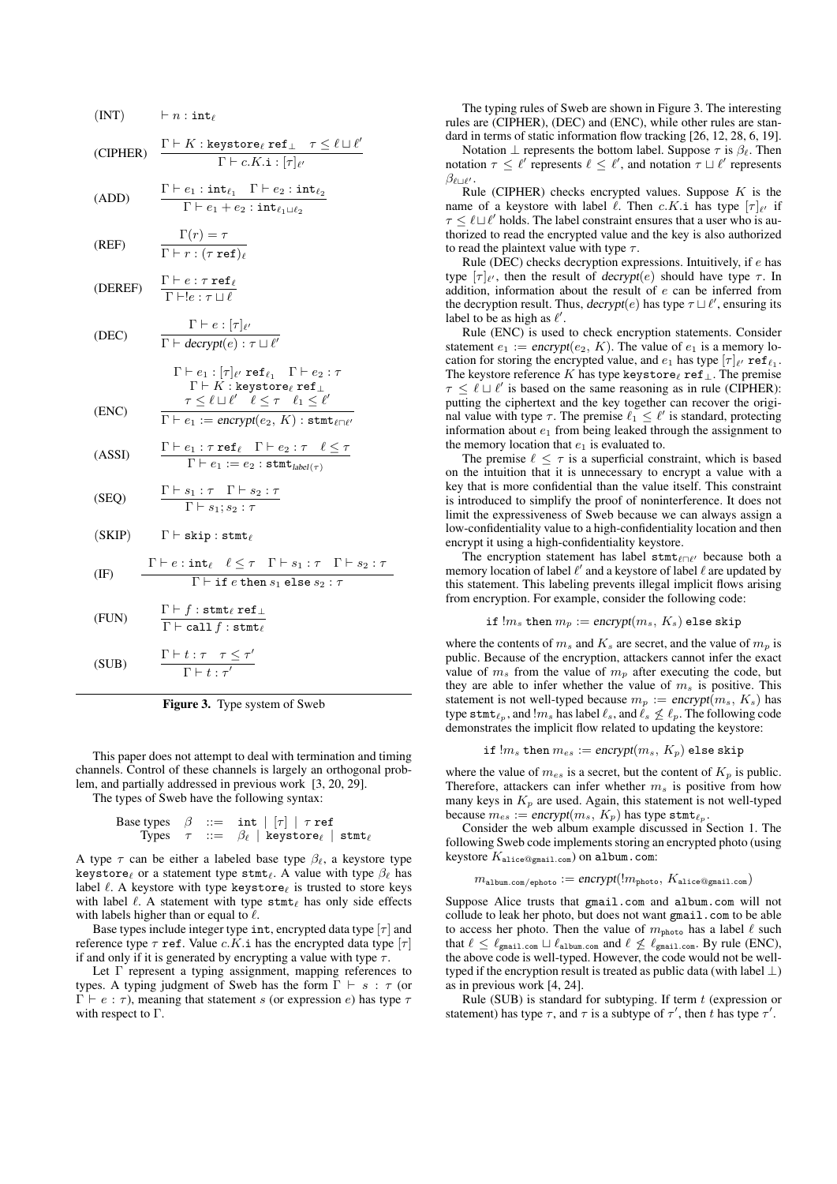(INT) $\vdash n : \mathtt{int}_\ell$

(CIPHER) $$\frac{\Gamma \vdash K : \mathtt{keystore}_\ell\ \mathtt{ref}_\bot \quad \tau \leq \ell \sqcup \ell'}{\Gamma \vdash c.K.\mathtt{i} : [\tau]_{\ell'}}$$

(ADD) $$\frac{\Gamma \vdash e_1 : \mathtt{int}_{\ell_1} \quad \Gamma \vdash e_2 : \mathtt{int}_{\ell_2}}{\Gamma \vdash e_1 + e_2 : \mathtt{int}_{\ell_1 \sqcup \ell_2}}$$

(REF) $$\frac{\Gamma(r) = \tau}{\Gamma \vdash r : (\tau\ \mathtt{ref})_\ell}$$

(DEREF) $$\frac{\Gamma \vdash e : \tau\ \mathtt{ref}_\ell}{\Gamma \vdash !e : \tau \sqcup \ell}$$

(DEC) $$\frac{\Gamma \vdash e : [\tau]_{\ell'}}{\Gamma \vdash \mathit{decrypt}(e) : \tau \sqcup \ell'}$$

(ENC) $$\frac{\begin{array}{c}\Gamma \vdash e_1 : [\tau]_{\ell'}\ \mathtt{ref}_{\ell_1} \quad \Gamma \vdash e_2 : \tau \\ \Gamma \vdash K : \mathtt{keystore}_\ell\ \mathtt{ref}_\bot \\ \tau \leq \ell \sqcup \ell' \quad \ell \leq \tau \quad \ell_1 \leq \ell'\end{array}}{\Gamma \vdash e_1 := \mathit{encrypt}(e_2,\ K) : \mathtt{stmt}_{\ell \sqcap \ell'}}$$

(ASSI) $$\frac{\Gamma \vdash e_1 : \tau\ \mathtt{ref}_\ell \quad \Gamma \vdash e_2 : \tau \quad \ell \leq \tau}{\Gamma \vdash e_1 := e_2 : \mathtt{stmt}_{label(\tau)}}$$

(SEQ) $$\frac{\Gamma \vdash s_1 : \tau \quad \Gamma \vdash s_2 : \tau}{\Gamma \vdash s_1; s_2 : \tau}$$

(SKIP) $\Gamma \vdash \mathtt{skip} : \mathtt{stmt}_\ell$

(IF) $$\frac{\Gamma \vdash e : \mathtt{int}_\ell \quad \ell \leq \tau \quad \Gamma \vdash s_1 : \tau \quad \Gamma \vdash s_2 : \tau}{\Gamma \vdash \mathtt{if}\ e\ \mathtt{then}\ s_1\ \mathtt{else}\ s_2 : \tau}$$

(FUN) $$\frac{\Gamma \vdash f : \mathtt{stmt}_\ell\ \mathtt{ref}_\bot}{\Gamma \vdash \mathtt{call}\ f : \mathtt{stmt}_\ell}$$

(SUB) $$\frac{\Gamma \vdash t : \tau \quad \tau \leq \tau'}{\Gamma \vdash t : \tau'}$$

**Figure 3.** Type system of Sweb

This paper does not attempt to deal with termination and timing channels. Control of these channels is largely an orthogonal problem, and partially addressed in previous work [3, 20, 29].

The types of Sweb have the following syntax:

$$\begin{array}{llcl}\text{Base types} & \beta & ::= & \mathtt{int} \mid [\tau] \mid \tau\ \mathtt{ref} \\ \text{Types} & \tau & ::= & \beta_\ell \mid \mathtt{keystore}_\ell \mid \mathtt{stmt}_\ell\end{array}$$

A type $\tau$ can be either a labeled base type $\beta_\ell$, a keystore type $\mathtt{keystore}_\ell$ or a statement type $\mathtt{stmt}_\ell$. A value with type $\beta_\ell$ has label $\ell$. A keystore with type $\mathtt{keystore}_\ell$ is trusted to store keys with label $\ell$. A statement with type $\mathtt{stmt}_\ell$ has only side effects with labels higher than or equal to $\ell$.

Base types include integer type $\mathtt{int}$, encrypted data type $[\tau]$ and reference type $\tau\ \mathtt{ref}$. Value $c.K.\mathtt{i}$ has the encrypted data type $[\tau]$ if and only if it is generated by encrypting a value with type $\tau$.

Let $\Gamma$ represent a typing assignment, mapping references to types. A typing judgment of Sweb has the form $\Gamma \vdash s : \tau$ (or $\Gamma \vdash e : \tau$), meaning that statement $s$ (or expression $e$) has type $\tau$ with respect to $\Gamma$.

The typing rules of Sweb are shown in Figure 3. The interesting rules are (CIPHER), (DEC) and (ENC), while other rules are standard in terms of static information flow tracking [26, 12, 28, 6, 19].

Notation $\bot$ represents the bottom label. Suppose $\tau$ is $\beta_\ell$. Then notation $\tau \leq \ell'$ represents $\ell \leq \ell'$, and notation $\tau \sqcup \ell'$ represents $\beta_{\ell \sqcup \ell'}$.

Rule (CIPHER) checks encrypted values. Suppose $K$ is the name of a keystore with label $\ell$. Then $c.K.\mathtt{i}$ has type $[\tau]_{\ell'}$ if $\tau \leq \ell \sqcup \ell'$ holds. The label constraint ensures that a user who is authorized to read the encrypted value and the key is also authorized to read the plaintext value with type $\tau$.

Rule (DEC) checks decryption expressions. Intuitively, if $e$ has type $[\tau]_{\ell'}$, then the result of $\mathit{decrypt}(e)$ should have type $\tau$. In addition, information about the result of $e$ can be inferred from the decryption result. Thus, $\mathit{decrypt}(e)$ has type $\tau \sqcup \ell'$, ensuring its label to be as high as $\ell'$.

Rule (ENC) is used to check encryption statements. Consider statement $e_1 := \mathit{encrypt}(e_2,\ K)$. The value of $e_1$ is a memory location for storing the encrypted value, and $e_1$ has type $[\tau]_{\ell'}\ \mathtt{ref}_{\ell_1}$. The keystore reference $K$ has type $\mathtt{keystore}_\ell\ \mathtt{ref}_\bot$. The premise $\tau \leq \ell \sqcup \ell'$ is based on the same reasoning as in rule (CIPHER): putting the ciphertext and the key together can recover the original value with type $\tau$. The premise $\ell_1 \leq \ell'$ is standard, protecting information about $e_1$ from being leaked through the assignment to the memory location that $e_1$ is evaluated to.

The premise $\ell \leq \tau$ is a superficial constraint, which is based on the intuition that it is unnecessary to encrypt a value with a key that is more confidential than the value itself. This constraint is introduced to simplify the proof of noninterference. It does not limit the expressiveness of Sweb because we can always assign a low-confidentiality value to a high-confidentiality location and then encrypt it using a high-confidentiality keystore.

The encryption statement has label $\mathtt{stmt}_{\ell \sqcap \ell'}$ because both a memory location of label $\ell'$ and a keystore of label $\ell$ are updated by this statement. This labeling prevents illegal implicit flows arising from encryption. For example, consider the following code:

$$\mathtt{if}\ !m_s\ \mathtt{then}\ m_p := \mathit{encrypt}(m_s,\ K_s)\ \mathtt{else\ skip}$$

where the contents of $m_s$ and $K_s$ are secret, and the value of $m_p$ is public. Because of the encryption, attackers cannot infer the exact value of $m_s$ from the value of $m_p$ after executing the code, but they are able to infer whether the value of $m_s$ is positive. This statement is not well-typed because $m_p := \mathit{encrypt}(m_s,\ K_s)$ has type $\mathtt{stmt}_{\ell_p}$, and $!m_s$ has label $\ell_s$, and $\ell_s \not\leq \ell_p$. The following code demonstrates the implicit flow related to updating the keystore:

$$\mathtt{if}\ !m_s\ \mathtt{then}\ m_{es} := \mathit{encrypt}(m_s,\ K_p)\ \mathtt{else\ skip}$$

where the value of $m_{es}$ is a secret, but the content of $K_p$ is public. Therefore, attackers can infer whether $m_s$ is positive from how many keys in $K_p$ are used. Again, this statement is not well-typed because $m_{es} := \mathit{encrypt}(m_s,\ K_p)$ has type $\mathtt{stmt}_{\ell_p}$.

Consider the web album example discussed in Section 1. The following Sweb code implements storing an encrypted photo (using keystore $K_{\mathtt{alice@gmail.com}}$) on `album.com`:

$$m_{\mathtt{album.com/ephoto}} := \mathit{encrypt}(!m_{\mathtt{photo}},\ K_{\mathtt{alice@gmail.com}})$$

Suppose Alice trusts that `gmail.com` and `album.com` will not collude to leak her photo, but does not want `gmail.com` to be able to access her photo. Then the value of $m_{\mathtt{photo}}$ has a label $\ell$ such that $\ell \leq \ell_{\mathtt{gmail.com}} \sqcup \ell_{\mathtt{album.com}}$ and $\ell \not\leq \ell_{\mathtt{gmail.com}}$. By rule (ENC), the above code is well-typed. However, the code would not be well-typed if the encryption result is treated as public data (with label $\bot$) as in previous work [4, 24].

Rule (SUB) is standard for subtyping. If term $t$ (expression or statement) has type $\tau$, and $\tau$ is a subtype of $\tau'$, then $t$ has type $\tau'$.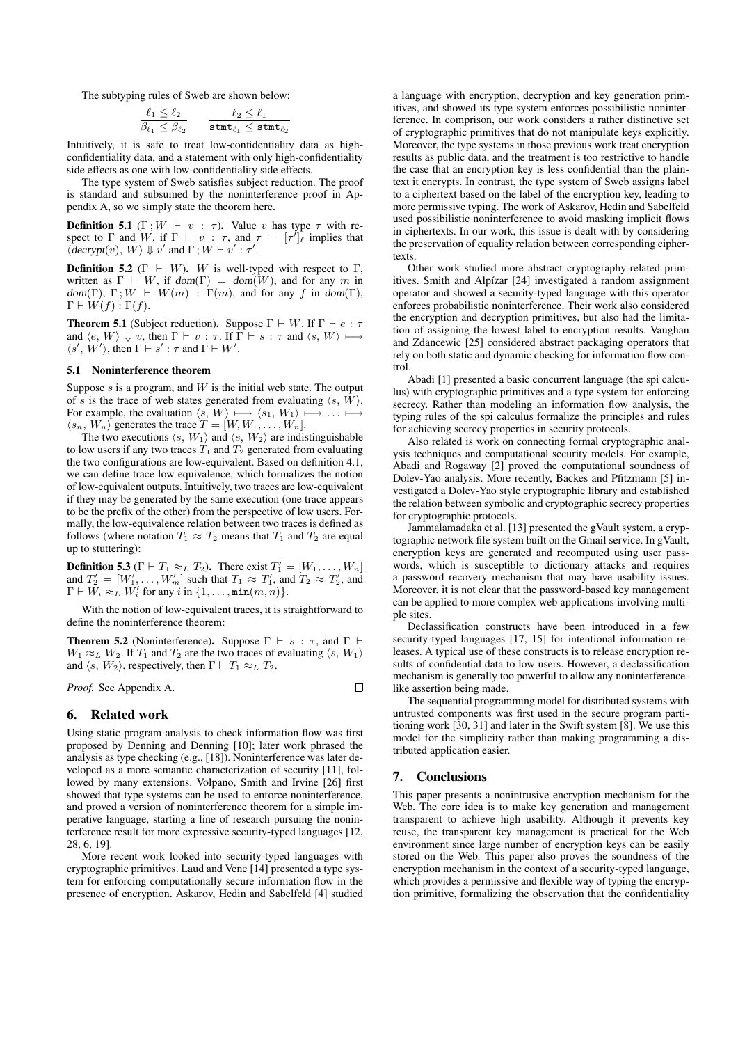The subtyping rules of Sweb are shown below:

$$\frac{\ell_1 \leq \ell_2}{\beta_{\ell_1} \leq \beta_{\ell_2}} \qquad \frac{\ell_2 \leq \ell_1}{\mathtt{stmt}_{\ell_1} \leq \mathtt{stmt}_{\ell_2}}$$

Intuitively, it is safe to treat low-confidentiality data as high-confidentiality data, and a statement with only high-confidentiality side effects as one with low-confidentiality side effects.

The type system of Sweb satisfies subject reduction. The proof is standard and subsumed by the noninterference proof in Appendix A, so we simply state the theorem here.

**Definition 5.1** ($\Gamma\,; W \vdash v : \tau$)**.** Value $v$ has type $\tau$ with respect to $\Gamma$ and $W$, if $\Gamma \vdash v : \tau$, and $\tau = [\tau']_\ell$ implies that $\langle \mathit{decrypt}(v),\, W\rangle \Downarrow v'$ and $\Gamma\,; W \vdash v' : \tau'$.

**Definition 5.2** ($\Gamma \vdash W$)**.** $W$ is well-typed with respect to $\Gamma$, written as $\Gamma \vdash W$, if $\mathit{dom}(\Gamma) = \mathit{dom}(W)$, and for any $m$ in $\mathit{dom}(\Gamma)$, $\Gamma\,; W \vdash W(m) : \Gamma(m)$, and for any $f$ in $\mathit{dom}(\Gamma)$, $\Gamma \vdash W(f) : \Gamma(f)$.

**Theorem 5.1** (Subject reduction)**.** Suppose $\Gamma \vdash W$. If $\Gamma \vdash e : \tau$ and $\langle e,\, W\rangle \Downarrow v$, then $\Gamma \vdash v : \tau$. If $\Gamma \vdash s : \tau$ and $\langle s,\, W\rangle \longmapsto \langle s',\, W'\rangle$, then $\Gamma \vdash s' : \tau$ and $\Gamma \vdash W'$.

### 5.1 Noninterference theorem

Suppose $s$ is a program, and $W$ is the initial web state. The output of $s$ is the trace of web states generated from evaluating $\langle s,\, W\rangle$. For example, the evaluation $\langle s,\, W\rangle \longmapsto \langle s_1,\, W_1\rangle \longmapsto \ldots \longmapsto \langle s_n,\, W_n\rangle$ generates the trace $T = [W, W_1, \ldots, W_n]$.

The two executions $\langle s,\, W_1\rangle$ and $\langle s,\, W_2\rangle$ are indistinguishable to low users if any two traces $T_1$ and $T_2$ generated from evaluating the two configurations are low-equivalent. Based on definition 4.1, we can define trace low equivalence, which formalizes the notion of low-equivalent outputs. Intuitively, two traces are low-equivalent if they may be generated by the same execution (one trace appears to be the prefix of the other) from the perspective of low users. Formally, the low-equivalence relation between two traces is defined as follows (where notation $T_1 \approx T_2$ means that $T_1$ and $T_2$ are equal up to stuttering):

**Definition 5.3** ($\Gamma \vdash T_1 \approx_L T_2$)**.** There exist $T_1' = [W_1, \ldots, W_n]$ and $T_2' = [W_1', \ldots, W_m']$ such that $T_1 \approx T_1'$, and $T_2 \approx T_2'$, and $\Gamma \vdash W_i \approx_L W_i'$ for any $i$ in $\{1, \ldots, \mathtt{min}(m, n)\}$.

With the notion of low-equivalent traces, it is straightforward to define the noninterference theorem:

**Theorem 5.2** (Noninterference)**.** Suppose $\Gamma \vdash s : \tau$, and $\Gamma \vdash W_1 \approx_L W_2$. If $T_1$ and $T_2$ are the two traces of evaluating $\langle s,\, W_1\rangle$ and $\langle s,\, W_2\rangle$, respectively, then $\Gamma \vdash T_1 \approx_L T_2$.

*Proof.* See Appendix A. □

## 6. Related work

Using static program analysis to check information flow was first proposed by Denning and Denning [10]; later work phrased the analysis as type checking (e.g., [18]). Noninterference was later developed as a more semantic characterization of security [11], followed by many extensions. Volpano, Smith and Irvine [26] first showed that type systems can be used to enforce noninterference, and proved a version of noninterference theorem for a simple imperative language, starting a line of research pursuing the noninterference result for more expressive security-typed languages [12, 28, 6, 19].

More recent work looked into security-typed languages with cryptographic primitives. Laud and Vene [14] presented a type system for enforcing computationally secure information flow in the presence of encryption. Askarov, Hedin and Sabelfeld [4] studied a language with encryption, decryption and key generation primitives, and showed its type system enforces possibilistic noninterference. In comprison, our work considers a rather distinctive set of cryptographic primitives that do not manipulate keys explicitly. Moreover, the type systems in those previous work treat encryption results as public data, and the treatment is too restrictive to handle the case that an encryption key is less confidential than the plaintext it encrypts. In contrast, the type system of Sweb assigns label to a ciphertext based on the label of the encryption key, leading to more permissive typing. The work of Askarov, Hedin and Sabelfeld used possibilistic noninterference to avoid masking implicit flows in ciphertexts. In our work, this issue is dealt with by considering the preservation of equality relation between corresponding ciphertexts.

Other work studied more abstract cryptography-related primitives. Smith and Alpízar [24] investigated a random assignment operator and showed a security-typed language with this operator enforces probabilistic noninterference. Their work also considered the encryption and decryption primitives, but also had the limitation of assigning the lowest label to encryption results. Vaughan and Zdancewic [25] considered abstract packaging operators that rely on both static and dynamic checking for information flow control.

Abadi [1] presented a basic concurrent language (the spi calculus) with cryptographic primitives and a type system for enforcing secrecy. Rather than modeling an information flow analysis, the typing rules of the spi calculus formalize the principles and rules for achieving secrecy properties in security protocols.

Also related is work on connecting formal cryptographic analysis techniques and computational security models. For example, Abadi and Rogaway [2] proved the computational soundness of Dolev-Yao analysis. More recently, Backes and Pfitzmann [5] investigated a Dolev-Yao style cryptographic library and established the relation between symbolic and cryptographic secrecy properties for cryptographic protocols.

Jammalamadaka et al. [13] presented the gVault system, a cryptographic network file system built on the Gmail service. In gVault, encryption keys are generated and recomputed using user passwords, which is susceptible to dictionary attacks and requires a password recovery mechanism that may have usability issues. Moreover, it is not clear that the password-based key management can be applied to more complex web applications involving multiple sites.

Declassification constructs have been introduced in a few security-typed languages [17, 15] for intentional information releases. A typical use of these constructs is to release encryption results of confidential data to low users. However, a declassification mechanism is generally too powerful to allow any noninterference-like assertion being made.

The sequential programming model for distributed systems with untrusted components was first used in the secure program partitioning work [30, 31] and later in the Swift system [8]. We use this model for the simplicity rather than making programming a distributed application easier.

## 7. Conclusions

This paper presents a nonintrusive encryption mechanism for the Web. The core idea is to make key generation and management transparent to achieve high usability. Although it prevents key reuse, the transparent key management is practical for the Web environment since large number of encryption keys can be easily stored on the Web. This paper also proves the soundness of the encryption mechanism in the context of a security-typed language, which provides a permissive and flexible way of typing the encryption primitive, formalizing the observation that the confidentiality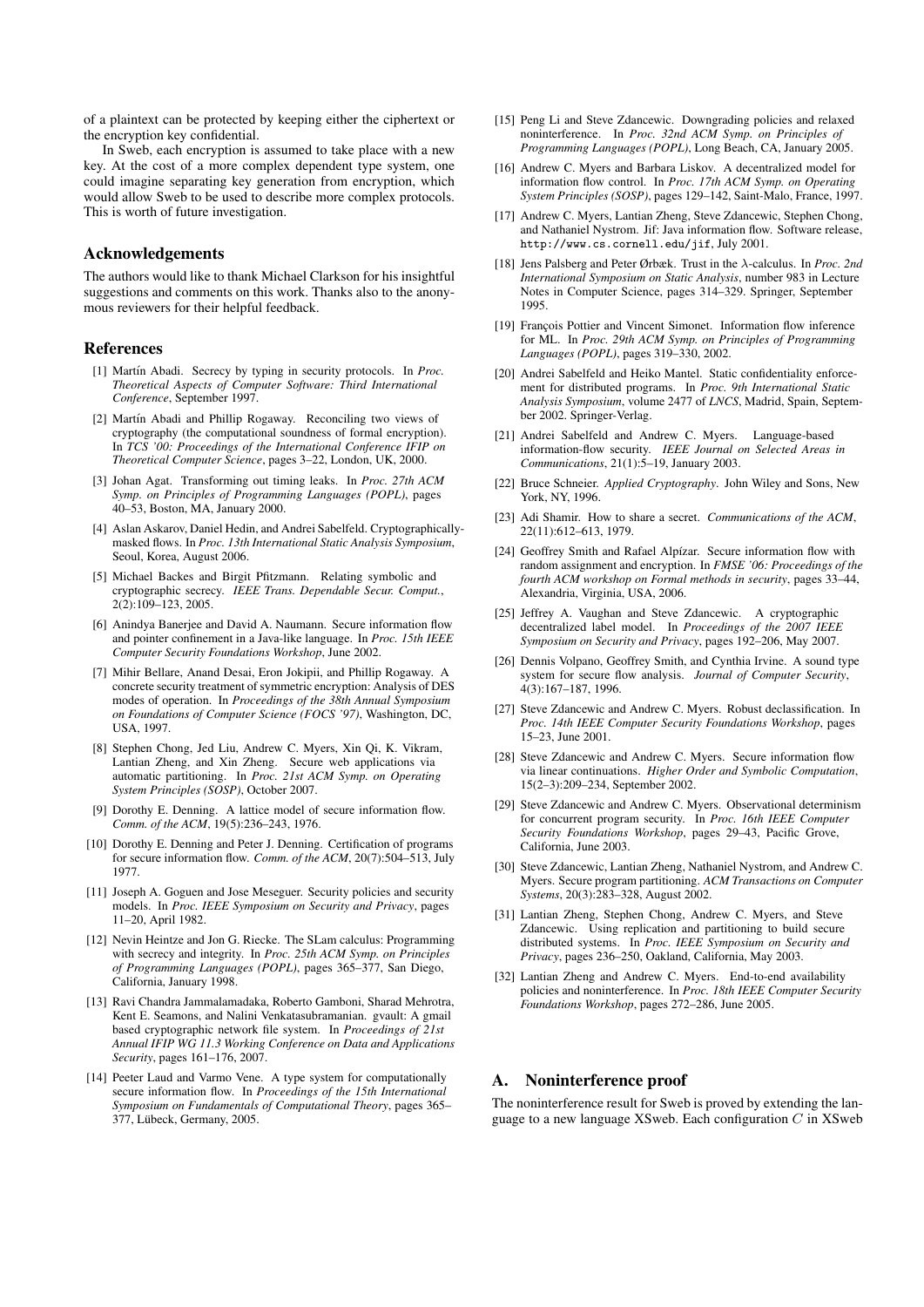of a plaintext can be protected by keeping either the ciphertext or the encryption key confidential.

In Sweb, each encryption is assumed to take place with a new key. At the cost of a more complex dependent type system, one could imagine separating key generation from encryption, which would allow Sweb to be used to describe more complex protocols. This is worth of future investigation.

## Acknowledgements

The authors would like to thank Michael Clarkson for his insightful suggestions and comments on this work. Thanks also to the anonymous reviewers for their helpful feedback.

## References

[1] Martín Abadi. Secrecy by typing in security protocols. In *Proc. Theoretical Aspects of Computer Software: Third International Conference*, September 1997.

[2] Martín Abadi and Phillip Rogaway. Reconciling two views of cryptography (the computational soundness of formal encryption). In *TCS '00: Proceedings of the International Conference IFIP on Theoretical Computer Science*, pages 3–22, London, UK, 2000.

[3] Johan Agat. Transforming out timing leaks. In *Proc. 27th ACM Symp. on Principles of Programming Languages (POPL)*, pages 40–53, Boston, MA, January 2000.

[4] Aslan Askarov, Daniel Hedin, and Andrei Sabelfeld. Cryptographically-masked flows. In *Proc. 13th International Static Analysis Symposium*, Seoul, Korea, August 2006.

[5] Michael Backes and Birgit Pfitzmann. Relating symbolic and cryptographic secrecy. *IEEE Trans. Dependable Secur. Comput.*, 2(2):109–123, 2005.

[6] Anindya Banerjee and David A. Naumann. Secure information flow and pointer confinement in a Java-like language. In *Proc. 15th IEEE Computer Security Foundations Workshop*, June 2002.

[7] Mihir Bellare, Anand Desai, Eron Jokipii, and Phillip Rogaway. A concrete security treatment of symmetric encryption: Analysis of DES modes of operation. In *Proceedings of the 38th Annual Symposium on Foundations of Computer Science (FOCS '97)*, Washington, DC, USA, 1997.

[8] Stephen Chong, Jed Liu, Andrew C. Myers, Xin Qi, K. Vikram, Lantian Zheng, and Xin Zheng. Secure web applications via automatic partitioning. In *Proc. 21st ACM Symp. on Operating System Principles (SOSP)*, October 2007.

[9] Dorothy E. Denning. A lattice model of secure information flow. *Comm. of the ACM*, 19(5):236–243, 1976.

[10] Dorothy E. Denning and Peter J. Denning. Certification of programs for secure information flow. *Comm. of the ACM*, 20(7):504–513, July 1977.

[11] Joseph A. Goguen and Jose Meseguer. Security policies and security models. In *Proc. IEEE Symposium on Security and Privacy*, pages 11–20, April 1982.

[12] Nevin Heintze and Jon G. Riecke. The SLam calculus: Programming with secrecy and integrity. In *Proc. 25th ACM Symp. on Principles of Programming Languages (POPL)*, pages 365–377, San Diego, California, January 1998.

[13] Ravi Chandra Jammalamadaka, Roberto Gamboni, Sharad Mehrotra, Kent E. Seamons, and Nalini Venkatasubramanian. gvault: A gmail based cryptographic network file system. In *Proceedings of 21st Annual IFIP WG 11.3 Working Conference on Data and Applications Security*, pages 161–176, 2007.

[14] Peeter Laud and Varmo Vene. A type system for computationally secure information flow. In *Proceedings of the 15th International Symposium on Fundamentals of Computational Theory*, pages 365–377, Lübeck, Germany, 2005.

[15] Peng Li and Steve Zdancewic. Downgrading policies and relaxed noninterference. In *Proc. 32nd ACM Symp. on Principles of Programming Languages (POPL)*, Long Beach, CA, January 2005.

[16] Andrew C. Myers and Barbara Liskov. A decentralized model for information flow control. In *Proc. 17th ACM Symp. on Operating System Principles (SOSP)*, pages 129–142, Saint-Malo, France, 1997.

[17] Andrew C. Myers, Lantian Zheng, Steve Zdancewic, Stephen Chong, and Nathaniel Nystrom. Jif: Java information flow. Software release, `http://www.cs.cornell.edu/jif`, July 2001.

[18] Jens Palsberg and Peter Ørbæk. Trust in the λ-calculus. In *Proc. 2nd International Symposium on Static Analysis*, number 983 in Lecture Notes in Computer Science, pages 314–329. Springer, September 1995.

[19] François Pottier and Vincent Simonet. Information flow inference for ML. In *Proc. 29th ACM Symp. on Principles of Programming Languages (POPL)*, pages 319–330, 2002.

[20] Andrei Sabelfeld and Heiko Mantel. Static confidentiality enforcement for distributed programs. In *Proc. 9th International Static Analysis Symposium*, volume 2477 of *LNCS*, Madrid, Spain, September 2002. Springer-Verlag.

[21] Andrei Sabelfeld and Andrew C. Myers. Language-based information-flow security. *IEEE Journal on Selected Areas in Communications*, 21(1):5–19, January 2003.

[22] Bruce Schneier. *Applied Cryptography*. John Wiley and Sons, New York, NY, 1996.

[23] Adi Shamir. How to share a secret. *Communications of the ACM*, 22(11):612–613, 1979.

[24] Geoffrey Smith and Rafael Alpízar. Secure information flow with random assignment and encryption. In *FMSE '06: Proceedings of the fourth ACM workshop on Formal methods in security*, pages 33–44, Alexandria, Virginia, USA, 2006.

[25] Jeffrey A. Vaughan and Steve Zdancewic. A cryptographic decentralized label model. In *Proceedings of the 2007 IEEE Symposium on Security and Privacy*, pages 192–206, May 2007.

[26] Dennis Volpano, Geoffrey Smith, and Cynthia Irvine. A sound type system for secure flow analysis. *Journal of Computer Security*, 4(3):167–187, 1996.

[27] Steve Zdancewic and Andrew C. Myers. Robust declassification. In *Proc. 14th IEEE Computer Security Foundations Workshop*, pages 15–23, June 2001.

[28] Steve Zdancewic and Andrew C. Myers. Secure information flow via linear continuations. *Higher Order and Symbolic Computation*, 15(2–3):209–234, September 2002.

[29] Steve Zdancewic and Andrew C. Myers. Observational determinism for concurrent program security. In *Proc. 16th IEEE Computer Security Foundations Workshop*, pages 29–43, Pacific Grove, California, June 2003.

[30] Steve Zdancewic, Lantian Zheng, Nathaniel Nystrom, and Andrew C. Myers. Secure program partitioning. *ACM Transactions on Computer Systems*, 20(3):283–328, August 2002.

[31] Lantian Zheng, Stephen Chong, Andrew C. Myers, and Steve Zdancewic. Using replication and partitioning to build secure distributed systems. In *Proc. IEEE Symposium on Security and Privacy*, pages 236–250, Oakland, California, May 2003.

[32] Lantian Zheng and Andrew C. Myers. End-to-end availability policies and noninterference. In *Proc. 18th IEEE Computer Security Foundations Workshop*, pages 272–286, June 2005.

## A. Noninterference proof

The noninterference result for Sweb is proved by extending the language to a new language XSweb. Each configuration $C$ in XSweb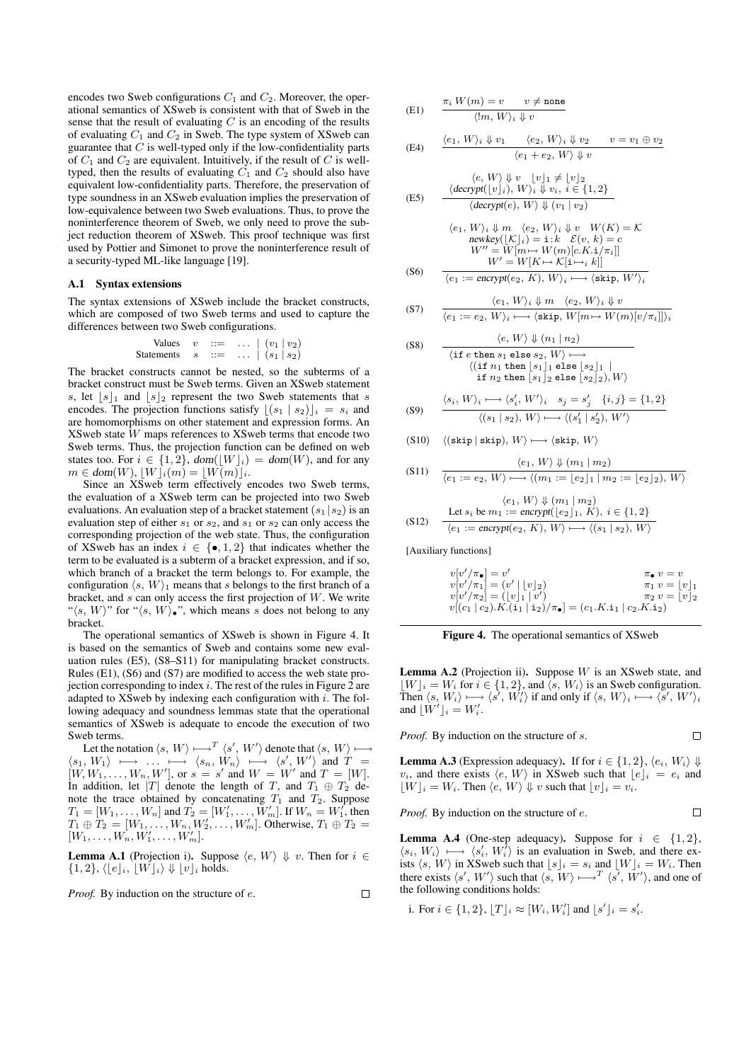encodes two Sweb configurations $C_1$ and $C_2$. Moreover, the operational semantics of XSweb is consistent with that of Sweb in the sense that the result of evaluating $C$ is an encoding of the results of evaluating $C_1$ and $C_2$ in Sweb. The type system of XSweb can guarantee that $C$ is well-typed only if the low-confidentiality parts of $C_1$ and $C_2$ are equivalent. Intuitively, if the result of $C$ is well-typed, then the results of evaluating $C_1$ and $C_2$ should also have equivalent low-confidentiality parts. Therefore, the preservation of type soundness in an XSweb evaluation implies the preservation of low-equivalence between two Sweb evaluations. Thus, to prove the noninterference theorem of Sweb, we only need to prove the subject reduction theorem of XSweb. This proof technique was first used by Pottier and Simonet to prove the noninterference result of a security-typed ML-like language [19].

### A.1 Syntax extensions

The syntax extensions of XSweb include the bracket constructs, which are composed of two Sweb terms and used to capture the differences between two Sweb configurations.

$$\begin{array}{llll} \text{Values} & v & ::= & \ldots \mid (v_1 \mid v_2) \\ \text{Statements} & s & ::= & \ldots \mid (s_1 \mid s_2) \end{array}$$

The bracket constructs cannot be nested, so the subterms of a bracket construct must be Sweb terms. Given an XSweb statement $s$, let $\lfloor s \rfloor_1$ and $\lfloor s \rfloor_2$ represent the two Sweb statements that $s$ encodes. The projection functions satisfy $\lfloor (s_1 \mid s_2) \rfloor_i = s_i$ and are homomorphisms on other statement and expression forms. An XSweb state $W$ maps references to XSweb terms that encode two Sweb terms. Thus, the projection function can be defined on web states too. For $i \in \{1, 2\}$, $dom(\lfloor W \rfloor_i) = dom(W)$, and for any $m \in dom(W)$, $\lfloor W \rfloor_i(m) = \lfloor W(m) \rfloor_i$.

Since an XSweb term effectively encodes two Sweb terms, the evaluation of a XSweb term can be projected into two Sweb evaluations. An evaluation step of a bracket statement $(s_1 \mid s_2)$ is an evaluation step of either $s_1$ or $s_2$, and $s_1$ or $s_2$ can only access the corresponding projection of the web state. Thus, the configuration of XSweb has an index $i \in \{\bullet, 1, 2\}$ that indicates whether the term to be evaluated is a subterm of a bracket expression, and if so, which branch of a bracket the term belongs to. For example, the configuration $\langle s, W \rangle_1$ means that $s$ belongs to the first branch of a bracket, and $s$ can only access the first projection of $W$. We write "$\langle s, W \rangle$" for "$\langle s, W \rangle_\bullet$", which means $s$ does not belong to any bracket.

The operational semantics of XSweb is shown in Figure 4. It is based on the semantics of Sweb and contains some new evaluation rules (E5), (S8–S11) for manipulating bracket constructs. Rules (E1), (S6) and (S7) are modified to access the web state projection corresponding to index $i$. The rest of the rules in Figure 2 are adapted to XSweb by indexing each configuration with $i$. The following adequacy and soundness lemmas state that the operational semantics of XSweb is adequate to encode the execution of two Sweb terms.

Let the notation $\langle s, W \rangle \longmapsto^T \langle s', W' \rangle$ denote that $\langle s, W \rangle \longmapsto \langle s_1, W_1 \rangle \longmapsto \ldots \longmapsto \langle s_n, W_n \rangle \longmapsto \langle s', W' \rangle$ and $T = [W, W_1, \ldots, W_n, W']$, or $s = s'$ and $W = W'$ and $T = [W]$. In addition, let $|T|$ denote the length of $T$, and $T_1 \oplus T_2$ denote the trace obtained by concatenating $T_1$ and $T_2$. Suppose $T_1 = [W_1, \ldots, W_n]$ and $T_2 = [W'_1, \ldots, W'_m]$. If $W_n = W'_1$, then $T_1 \oplus T_2 = [W_1, \ldots, W_n, W'_2, \ldots, W'_m]$. Otherwise, $T_1 \oplus T_2 = [W_1, \ldots, W_n, W'_1, \ldots, W'_m]$.

**Lemma A.1** (Projection i). Suppose $\langle e, W \rangle \Downarrow v$. Then for $i \in \{1, 2\}$, $\langle \lfloor e \rfloor_i, \lfloor W \rfloor_i \rangle \Downarrow \lfloor v \rfloor_i$ holds.

*Proof.* By induction on the structure of $e$. □

(E1)
$$\frac{\pi_i\, W(m) = v \qquad v \neq \texttt{none}}{\langle !m,\, W \rangle_i \Downarrow v}$$

(E4)
$$\frac{\langle e_1,\, W \rangle_i \Downarrow v_1 \qquad \langle e_2,\, W \rangle_i \Downarrow v_2 \qquad v = v_1 \oplus v_2}{\langle e_1 + e_2,\, W \rangle \Downarrow v}$$

(E5)
$$\frac{\langle e,\, W \rangle \Downarrow v \quad \lfloor v \rfloor_1 \neq \lfloor v \rfloor_2 \qquad \langle decrypt(\lfloor v \rfloor_i),\, W \rangle_i \Downarrow v_i,\; i \in \{1, 2\}}{\langle decrypt(e),\, W \rangle \Downarrow (v_1 \mid v_2)}$$

(S6)
$$\frac{\begin{array}{c}\langle e_1,\, W \rangle_i \Downarrow m \quad \langle e_2,\, W \rangle_i \Downarrow v \quad W(K) = \mathcal{K} \\ newkey(\lfloor \mathcal{K} \rfloor_i) = \texttt{i}{:}k \quad \mathcal{E}(v, k) = c \\ W'' = W[m \mapsto W(m)[c.K.\texttt{i}/\pi_i]] \\ W' = W[K \mapsto \mathcal{K}[\texttt{i} \mapsto_i k]]\end{array}}{\langle e_1 := encrypt(e_2, K),\, W \rangle_i \longmapsto \langle \texttt{skip},\, W' \rangle_i}$$

(S7)
$$\frac{\langle e_1,\, W \rangle_i \Downarrow m \quad \langle e_2,\, W \rangle_i \Downarrow v}{\langle e_1 := e_2,\, W \rangle_i \longmapsto \langle \texttt{skip},\, W[m \mapsto W(m)[v/\pi_i]] \rangle_i}$$

(S8)
$$\frac{\langle e,\, W \rangle \Downarrow (n_1 \mid n_2)}{\begin{array}{l}\langle \texttt{if } e \texttt{ then } s_1 \texttt{ else } s_2,\, W \rangle \longmapsto \\ \quad \langle (\texttt{if } n_1 \texttt{ then } \lfloor s_1 \rfloor_1 \texttt{ else } \lfloor s_2 \rfloor_1 \mid \\ \quad\;\; \texttt{if } n_2 \texttt{ then } \lfloor s_1 \rfloor_2 \texttt{ else } \lfloor s_2 \rfloor_2),\, W \rangle\end{array}}$$

(S9)
$$\frac{\langle s_i,\, W \rangle_i \longmapsto \langle s'_i,\, W' \rangle_i \quad s_j = s'_j \quad \{i, j\} = \{1, 2\}}{\langle (s_1 \mid s_2),\, W \rangle \longmapsto \langle (s'_1 \mid s'_2),\, W' \rangle}$$

(S10) $\langle (\texttt{skip} \mid \texttt{skip}),\, W \rangle \longmapsto \langle \texttt{skip},\, W \rangle$

(S11)
$$\frac{\langle e_1,\, W \rangle \Downarrow (m_1 \mid m_2)}{\langle e_1 := e_2,\, W \rangle \longmapsto \langle (m_1 := \lfloor e_2 \rfloor_1 \mid m_2 := \lfloor e_2 \rfloor_2),\, W \rangle}$$

(S12)
$$\frac{\begin{array}{c}\langle e_1,\, W \rangle \Downarrow (m_1 \mid m_2) \\ \text{Let } s_i \text{ be } m_1 := encrypt(\lfloor e_2 \rfloor_1,\, K),\; i \in \{1, 2\}\end{array}}{\langle e_1 := encrypt(e_2, K),\, W \rangle \longmapsto \langle (s_1 \mid s_2),\, W \rangle}$$

[Auxiliary functions]

$$\begin{array}{ll} v[v'/\pi_\bullet] = v' & \pi_\bullet\; v = v \\ v[v'/\pi_1] = (v' \mid \lfloor v \rfloor_2) & \pi_1\; v = \lfloor v \rfloor_1 \\ v[v'/\pi_2] = (\lfloor v \rfloor_1 \mid v') & \pi_2\; v = \lfloor v \rfloor_2 \\ v[(c_1 \mid c_2).K.(\texttt{i}_1 \mid \texttt{i}_2)/\pi_\bullet] = (c_1.K.\texttt{i}_1 \mid c_2.K.\texttt{i}_2) & \end{array}$$

**Figure 4.** The operational semantics of XSweb

**Lemma A.2** (Projection ii). Suppose $W$ is an XSweb state, and $\lfloor W \rfloor_i = W_i$ for $i \in \{1, 2\}$, and $\langle s, W_i \rangle$ is an Sweb configuration. Then $\langle s, W_i \rangle \longmapsto \langle s', W'_i \rangle$ if and only if $\langle s, W \rangle_i \longmapsto \langle s', W' \rangle_i$ and $\lfloor W' \rfloor_i = W'_i$.

*Proof.* By induction on the structure of $s$. □

**Lemma A.3** (Expression adequacy). If for $i \in \{1, 2\}$, $\langle e_i, W_i \rangle \Downarrow v_i$, and there exists $\langle e, W \rangle$ in XSweb such that $\lfloor e \rfloor_i = e_i$ and $\lfloor W \rfloor_i = W_i$. Then $\langle e, W \rangle \Downarrow v$ such that $\lfloor v \rfloor_i = v_i$.

*Proof.* By induction on the structure of $e$. □

**Lemma A.4** (One-step adequacy). Suppose for $i \in \{1, 2\}$, $\langle s_i, W_i \rangle \longmapsto \langle s'_i, W'_i \rangle$ is an evaluation in Sweb, and there exists $\langle s, W \rangle$ in XSweb such that $\lfloor s \rfloor_i = s_i$ and $\lfloor W \rfloor_i = W_i$. Then there exists $\langle s', W' \rangle$ such that $\langle s, W \rangle \longmapsto^T \langle s', W' \rangle$, and one of the following conditions holds:

i. For $i \in \{1, 2\}$, $\lfloor T \rfloor_i \approx [W_i, W'_i]$ and $\lfloor s' \rfloor_i = s'_i$.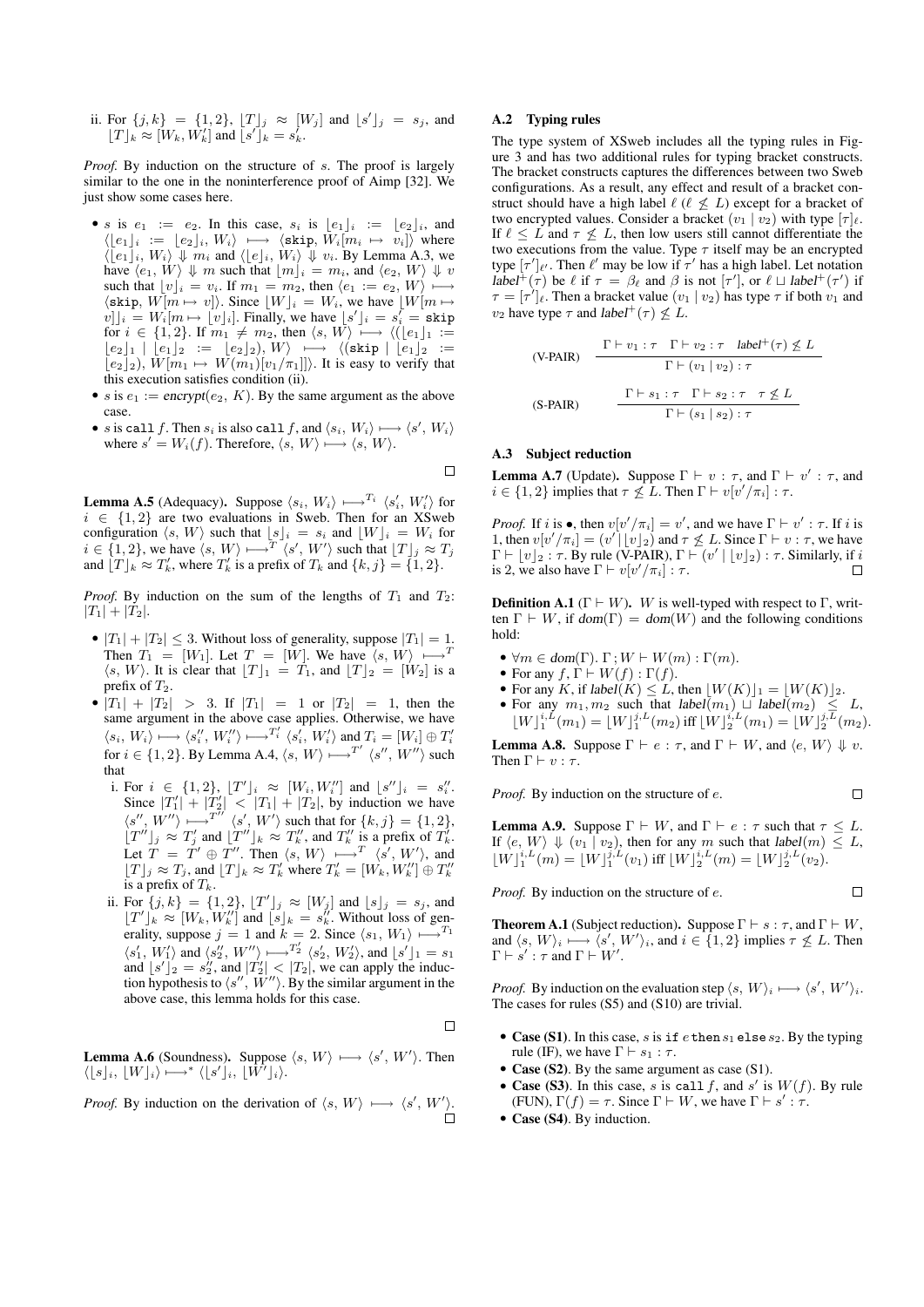ii. For $\{j, k\} = \{1, 2\}$, $\lfloor T \rfloor_j \approx [W_j]$ and $\lfloor s' \rfloor_j = s_j$, and $\lfloor T \rfloor_k \approx [W_k, W_k']$ and $\lfloor s' \rfloor_k = s_k'$.

*Proof.* By induction on the structure of $s$. The proof is largely similar to the one in the noninterference proof of Aimp [32]. We just show some cases here.

- $s$ is $e_1 := e_2$. In this case, $s_i$ is $\lfloor e_1 \rfloor_i := \lfloor e_2 \rfloor_i$, and $\langle \lfloor e_1 \rfloor_i := \lfloor e_2 \rfloor_i, W_i \rangle \longmapsto \langle \texttt{skip}, W_i[m_i \mapsto v_i] \rangle$ where $\langle \lfloor e_1 \rfloor_i, W_i \rangle \Downarrow m_i$ and $\langle \lfloor e \rfloor_i, W_i \rangle \Downarrow v_i$. By Lemma A.3, we have $\langle e_1, W \rangle \Downarrow m$ such that $\lfloor m \rfloor_i = m_i$, and $\langle e_2, W \rangle \Downarrow v$ such that $\lfloor v \rfloor_i = v_i$. If $m_1 = m_2$, then $\langle e_1 := e_2, W \rangle \longmapsto \langle \texttt{skip}, W[m \mapsto v] \rangle$. Since $\lfloor W \rfloor_i = W_i$, we have $\lfloor W[m \mapsto v] \rfloor_i = W_i[m \mapsto \lfloor v \rfloor_i]$. Finally, we have $\lfloor s' \rfloor_i = s_i' = \texttt{skip}$ for $i \in \{1, 2\}$. If $m_1 \neq m_2$, then $\langle s, W \rangle \longmapsto \langle (\lfloor e_1 \rfloor_1 := \lfloor e_2 \rfloor_1 \mid \lfloor e_1 \rfloor_2 := \lfloor e_2 \rfloor_2), W \rangle \longmapsto \langle (\texttt{skip} \mid \lfloor e_1 \rfloor_2 := \lfloor e_2 \rfloor_2), W[m_1 \mapsto W(m_1)[v_1/\pi_1]] \rangle$. It is easy to verify that this execution satisfies condition (ii).
- $s$ is $e_1 := \mathit{encrypt}(e_2, K)$. By the same argument as the above case.
- $s$ is $\texttt{call}\ f$. Then $s_i$ is also $\texttt{call}\ f$, and $\langle s_i, W_i \rangle \longmapsto \langle s', W_i \rangle$ where $s' = W_i(f)$. Therefore, $\langle s, W \rangle \longmapsto \langle s, W \rangle$.

□

**Lemma A.5** (Adequacy). Suppose $\langle s_i, W_i \rangle \longmapsto^{T_i} \langle s_i', W_i' \rangle$ for $i \in \{1, 2\}$ are two evaluations in Sweb. Then for an XSweb configuration $\langle s, W \rangle$ such that $\lfloor s \rfloor_i = s_i$ and $\lfloor W \rfloor_i = W_i$ for $i \in \{1, 2\}$, we have $\langle s, W \rangle \longmapsto^{T} \langle s', W' \rangle$ such that $\lfloor T \rfloor_j \approx T_j$ and $\lfloor T \rfloor_k \approx T_k'$, where $T_k'$ is a prefix of $T_k$ and $\{k, j\} = \{1, 2\}$.

*Proof.* By induction on the sum of the lengths of $T_1$ and $T_2$: $|T_1| + |T_2|$.

- $|T_1| + |T_2| \leq 3$. Without loss of generality, suppose $|T_1| = 1$. Then $T_1 = [W_1]$. Let $T = [W]$. We have $\langle s, W \rangle \longmapsto^{T} \langle s, W \rangle$. It is clear that $\lfloor T \rfloor_1 = T_1$, and $\lfloor T \rfloor_2 = [W_2]$ is a prefix of $T_2$.
- $|T_1| + |T_2| > 3$. If $|T_1| = 1$ or $|T_2| = 1$, then the same argument in the above case applies. Otherwise, we have $\langle s_i, W_i \rangle \longmapsto \langle s_i'', W_i'' \rangle \longmapsto^{T_i'} \langle s_i', W_i' \rangle$ and $T_i = [W_i] \oplus T_i'$ for $i \in \{1, 2\}$. By Lemma A.4, $\langle s, W \rangle \longmapsto^{T'} \langle s'', W'' \rangle$ such that
  i. For $i \in \{1, 2\}$, $\lfloor T' \rfloor_i \approx [W_i, W_i'']$ and $\lfloor s'' \rfloor_i = s_i''$. Since $|T_1'| + |T_2'| < |T_1| + |T_2|$, by induction we have $\langle s'', W'' \rangle \longmapsto^{T''} \langle s', W' \rangle$ such that for $\{k, j\} = \{1, 2\}$, $\lfloor T'' \rfloor_j \approx T_j'$ and $\lfloor T'' \rfloor_k \approx T_k''$, and $T_k''$ is a prefix of $T_k'$. Let $T = T' \oplus T''$. Then $\langle s, W \rangle \longmapsto^{T} \langle s', W' \rangle$, and $\lfloor T \rfloor_j \approx T_j$, and $\lfloor T \rfloor_k \approx T_k'$ where $T_k' = [W_k, W_k''] \oplus T_k''$ is a prefix of $T_k$.
  ii. For $\{j, k\} = \{1, 2\}$, $\lfloor T' \rfloor_j \approx [W_j]$ and $\lfloor s \rfloor_j = s_j$, and $\lfloor T' \rfloor_k \approx [W_k, W_k'']$ and $\lfloor s \rfloor_k = s_k''$. Without loss of generality, suppose $j = 1$ and $k = 2$. Since $\langle s_1, W_1 \rangle \longmapsto^{T_1} \langle s_1', W_1' \rangle$ and $\langle s_2'', W_2'' \rangle \longmapsto^{T_2'} \langle s_2', W_2' \rangle$, and $\lfloor s' \rfloor_1 = s_1$ and $\lfloor s' \rfloor_2 = s_2'$, and $|T_2'| < |T_2|$, we can apply the induction hypothesis to $\langle s'', W'' \rangle$. By the similar argument in the above case, this lemma holds for this case.

□

**Lemma A.6** (Soundness). Suppose $\langle s, W \rangle \longmapsto \langle s', W' \rangle$. Then $\langle \lfloor s \rfloor_i, \lfloor W \rfloor_i \rangle \longmapsto^{*} \langle \lfloor s' \rfloor_i, \lfloor W' \rfloor_i \rangle$.

*Proof.* By induction on the derivation of $\langle s, W \rangle \longmapsto \langle s', W' \rangle$. □

### A.2 Typing rules

The type system of XSweb includes all the typing rules in Figure 3 and has two additional rules for typing bracket constructs. The bracket constructs captures the differences between two Sweb configurations. As a result, any effect and result of a bracket construct should have a high label $\ell$ ($\ell \not\leq L$) except for a bracket of two encrypted values. Consider a bracket $(v_1 \mid v_2)$ with type $[\tau]_\ell$. If $\ell \leq L$ and $\tau \not\leq L$, then low users still cannot differentiate the two executions from the value. Type $\tau$ itself may be an encrypted type $[\tau']_{\ell'}$. Then $\ell'$ may be low if $\tau'$ has a high label. Let notation $\mathit{label}^{+}(\tau)$ be $\ell$ if $\tau = \beta_\ell$ and $\beta$ is not $[\tau']$, or $\ell \sqcup \mathit{label}^{+}(\tau')$ if $\tau = [\tau']_\ell$. Then a bracket value $(v_1 \mid v_2)$ has type $\tau$ if both $v_1$ and $v_2$ have type $\tau$ and $\mathit{label}^{+}(\tau) \not\leq L$.

$$\text{(V-PAIR)}\quad \frac{\Gamma \vdash v_1 : \tau \quad \Gamma \vdash v_2 : \tau \quad \mathit{label}^{+}(\tau) \not\leq L}{\Gamma \vdash (v_1 \mid v_2) : \tau}$$

$$\text{(S-PAIR)}\quad \frac{\Gamma \vdash s_1 : \tau \quad \Gamma \vdash s_2 : \tau \quad \tau \not\leq L}{\Gamma \vdash (s_1 \mid s_2) : \tau}$$

### A.3 Subject reduction

**Lemma A.7** (Update). Suppose $\Gamma \vdash v : \tau$, and $\Gamma \vdash v' : \tau$, and $i \in \{1, 2\}$ implies that $\tau \not\leq L$. Then $\Gamma \vdash v[v'/\pi_i] : \tau$.

*Proof.* If $i$ is $\bullet$, then $v[v'/\pi_i] = v'$, and we have $\Gamma \vdash v' : \tau$. If $i$ is 1, then $v[v'/\pi_i] = (v' \mid \lfloor v \rfloor_2)$ and $\tau \not\leq L$. Since $\Gamma \vdash v : \tau$, we have $\Gamma \vdash \lfloor v \rfloor_2 : \tau$. By rule (V-PAIR), $\Gamma \vdash (v' \mid \lfloor v \rfloor_2) : \tau$. Similarly, if $i$ is 2, we also have $\Gamma \vdash v[v'/\pi_i] : \tau$. □

**Definition A.1** ($\Gamma \vdash W$). $W$ is well-typed with respect to $\Gamma$, written $\Gamma \vdash W$, if $\mathit{dom}(\Gamma) = \mathit{dom}(W)$ and the following conditions hold:

- $\forall m \in \mathit{dom}(\Gamma).\ \Gamma\,; W \vdash W(m) : \Gamma(m)$.
- For any $f$, $\Gamma \vdash W(f) : \Gamma(f)$.
- For any $K$, if $\mathit{label}(K) \leq L$, then $\lfloor W(K) \rfloor_1 = \lfloor W(K) \rfloor_2$.
- For any $m_1, m_2$ such that $\mathit{label}(m_1) \sqcup \mathit{label}(m_2) \leq L$, $\lfloor W \rfloor_1^{i,L}(m_1) = \lfloor W \rfloor_1^{j,L}(m_2)$ iff $\lfloor W \rfloor_2^{i,L}(m_1) = \lfloor W \rfloor_2^{j,L}(m_2)$.

**Lemma A.8.** Suppose $\Gamma \vdash e : \tau$, and $\Gamma \vdash W$, and $\langle e, W \rangle \Downarrow v$. Then $\Gamma \vdash v : \tau$.

*Proof.* By induction on the structure of $e$. □

**Lemma A.9.** Suppose $\Gamma \vdash W$, and $\Gamma \vdash e : \tau$ such that $\tau \leq L$. If $\langle e, W \rangle \Downarrow (v_1 \mid v_2)$, then for any $m$ such that $\mathit{label}(m) \leq L$, $\lfloor W \rfloor_1^{i,L}(m) = \lfloor W \rfloor_1^{j,L}(v_1)$ iff $\lfloor W \rfloor_2^{i,L}(m) = \lfloor W \rfloor_2^{j,L}(v_2)$.

*Proof.* By induction on the structure of $e$. □

**Theorem A.1** (Subject reduction). Suppose $\Gamma \vdash s : \tau$, and $\Gamma \vdash W$, and $\langle s, W \rangle_i \longmapsto \langle s', W' \rangle_i$, and $i \in \{1, 2\}$ implies $\tau \not\leq L$. Then $\Gamma \vdash s' : \tau$ and $\Gamma \vdash W'$.

*Proof.* By induction on the evaluation step $\langle s, W \rangle_i \longmapsto \langle s', W' \rangle_i$. The cases for rules (S5) and (S10) are trivial.

- **Case (S1)**. In this case, $s$ is $\texttt{if}\ e\ \texttt{then}\ s_1\ \texttt{else}\ s_2$. By the typing rule (IF), we have $\Gamma \vdash s_1 : \tau$.
- **Case (S2)**. By the same argument as case (S1).
- **Case (S3)**. In this case, $s$ is $\texttt{call}\ f$, and $s'$ is $W(f)$. By rule (FUN), $\Gamma(f) = \tau$. Since $\Gamma \vdash W$, we have $\Gamma \vdash s' : \tau$.
- **Case (S4)**. By induction.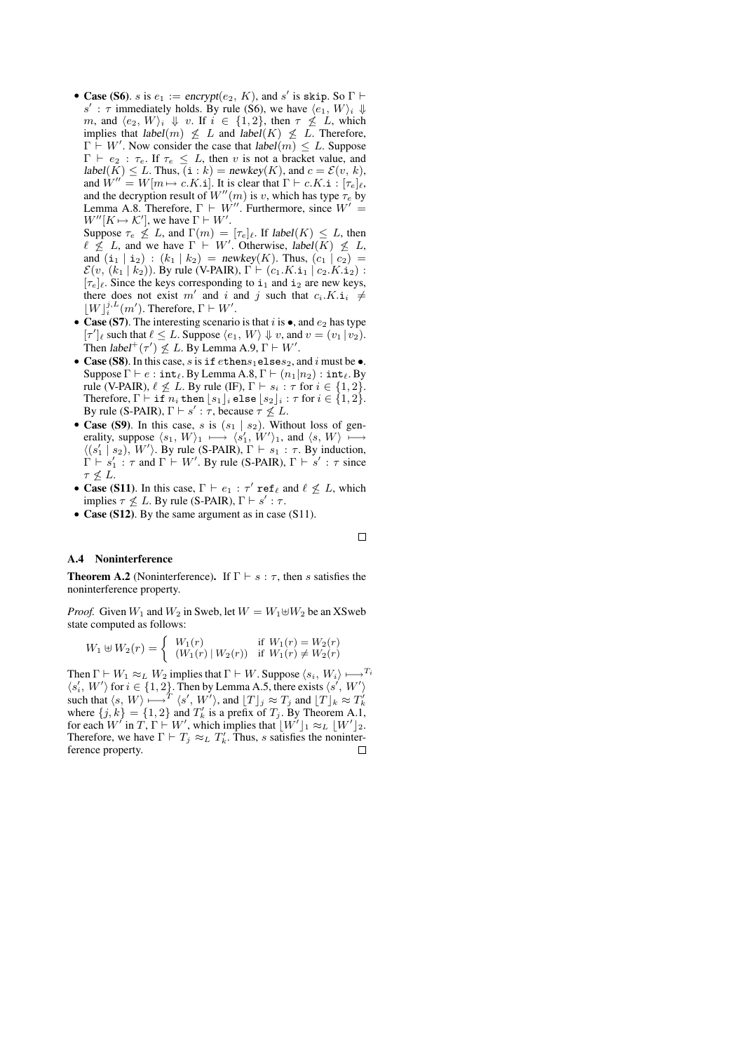- **Case (S6)**. $s$ is $e_1 := \mathit{encrypt}(e_2,\, K)$, and $s'$ is $\mathtt{skip}$. So $\Gamma \vdash s' : \tau$ immediately holds. By rule (S6), we have $\langle e_1,\, W\rangle_i \Downarrow m$, and $\langle e_2,\, W\rangle_i \Downarrow v$. If $i \in \{1, 2\}$, then $\tau \not\leq L$, which implies that $\mathit{label}(m) \not\leq L$ and $\mathit{label}(K) \not\leq L$. Therefore, $\Gamma \vdash W'$. Now consider the case that $\mathit{label}(m) \leq L$. Suppose $\Gamma \vdash e_2 : \tau_e$. If $\tau_e \leq L$, then $v$ is not a bracket value, and $\mathit{label}(K) \leq L$. Thus, $(\mathtt{i} : k) = \mathit{newkey}(K)$, and $c = \mathcal{E}(v,\, k)$, and $W'' = W[m \mapsto c.K.\mathtt{i}]$. It is clear that $\Gamma \vdash c.K.\mathtt{i} : [\tau_e]_\ell$, and the decryption result of $W''(m)$ is $v$, which has type $\tau_e$ by Lemma A.8. Therefore, $\Gamma \vdash W''$. Furthermore, since $W' = W''[K \mapsto \mathcal{K}']$, we have $\Gamma \vdash W'$.
  Suppose $\tau_e \not\leq L$, and $\Gamma(m) = [\tau_e]_\ell$. If $\mathit{label}(K) \leq L$, then $\ell \not\leq L$, and we have $\Gamma \vdash W'$. Otherwise, $\mathit{label}(K) \not\leq L$, and $(\mathtt{i}_1 \mid \mathtt{i}_2) : (k_1 \mid k_2) = \mathit{newkey}(K)$. Thus, $(c_1 \mid c_2) = \mathcal{E}(v,\, (k_1 \mid k_2))$. By rule (V-PAIR), $\Gamma \vdash (c_1.K.\mathtt{i}_1 \mid c_2.K.\mathtt{i}_2) : [\tau_e]_\ell$. Since the keys corresponding to $\mathtt{i}_1$ and $\mathtt{i}_2$ are new keys, there does not exist $m'$ and $i$ and $j$ such that $c_i.K.\mathtt{i}_i \neq \lfloor W \rfloor_i^{j,L}(m')$. Therefore, $\Gamma \vdash W'$.
- **Case (S7)**. The interesting scenario is that $i$ is $\bullet$, and $e_2$ has type $[\tau']_\ell$ such that $\ell \leq L$. Suppose $\langle e_1,\, W\rangle \Downarrow v$, and $v = (v_1 \mid v_2)$. Then $\mathit{label}^+(\tau') \not\leq L$. By Lemma A.9, $\Gamma \vdash W'$.
- **Case (S8)**. In this case, $s$ is $\mathtt{if}\ e\,\mathtt{then}\,s_1\,\mathtt{else}\,s_2$, and $i$ must be $\bullet$. Suppose $\Gamma \vdash e : \mathtt{int}_\ell$. By Lemma A.8, $\Gamma \vdash (n_1|n_2) : \mathtt{int}_\ell$. By rule (V-PAIR), $\ell \not\leq L$. By rule (IF), $\Gamma \vdash s_i : \tau$ for $i \in \{1, 2\}$. Therefore, $\Gamma \vdash \mathtt{if}\ n_i\ \mathtt{then}\ \lfloor s_1 \rfloor_i\ \mathtt{else}\ \lfloor s_2 \rfloor_i : \tau$ for $i \in \{1, 2\}$. By rule (S-PAIR), $\Gamma \vdash s' : \tau$, because $\tau \not\leq L$.
- **Case (S9)**. In this case, $s$ is $(s_1 \mid s_2)$. Without loss of generality, suppose $\langle s_1,\, W\rangle_1 \longmapsto \langle s_1',\, W'\rangle_1$, and $\langle s,\, W\rangle \longmapsto \langle (s_1' \mid s_2),\, W'\rangle$. By rule (S-PAIR), $\Gamma \vdash s_1 : \tau$. By induction, $\Gamma \vdash s_1' : \tau$ and $\Gamma \vdash W'$. By rule (S-PAIR), $\Gamma \vdash s' : \tau$ since $\tau \not\leq L$.
- **Case (S11)**. In this case, $\Gamma \vdash e_1 : \tau'\ \mathtt{ref}_\ell$ and $\ell \not\leq L$, which implies $\tau \not\leq L$. By rule (S-PAIR), $\Gamma \vdash s' : \tau$.
- **Case (S12)**. By the same argument as in case (S11).

$\square$

### A.4 Noninterference

**Theorem A.2** (Noninterference)**.** If $\Gamma \vdash s : \tau$, then $s$ satisfies the noninterference property.

*Proof.* Given $W_1$ and $W_2$ in Sweb, let $W = W_1 \uplus W_2$ be an XSweb state computed as follows:

$$W_1 \uplus W_2(r) = \begin{cases} W_1(r) & \text{if } W_1(r) = W_2(r) \\ (W_1(r) \mid W_2(r)) & \text{if } W_1(r) \neq W_2(r) \end{cases}$$

Then $\Gamma \vdash W_1 \approx_L W_2$ implies that $\Gamma \vdash W$. Suppose $\langle s_i,\, W_i\rangle \longmapsto^{T_i} \langle s_i',\, W'\rangle$ for $i \in \{1, 2\}$. Then by Lemma A.5, there exists $\langle s',\, W'\rangle$ such that $\langle s,\, W\rangle \longmapsto^{T} \langle s',\, W'\rangle$, and $\lfloor T \rfloor_j \approx T_j$ and $\lfloor T \rfloor_k \approx T_k'$ where $\{j, k\} = \{1, 2\}$ and $T_k'$ is a prefix of $T_j$. By Theorem A.1, for each $W'$ in $T$, $\Gamma \vdash W'$, which implies that $\lfloor W' \rfloor_1 \approx_L \lfloor W' \rfloor_2$. Therefore, we have $\Gamma \vdash T_j \approx_L T_k'$. Thus, $s$ satisfies the noninterference property. $\square$